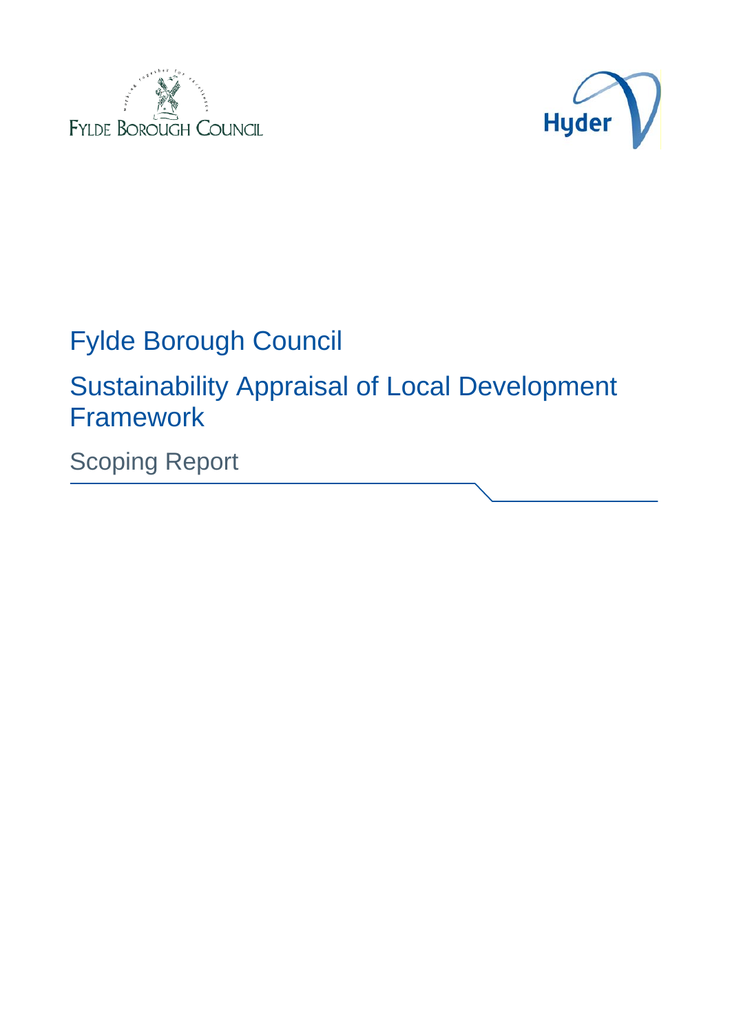FYLDE BOROUGH COUNCIL

Hyder

# Fylde Borough Council

## Sustainability Appraisal of Local Development Framework

Scoping Report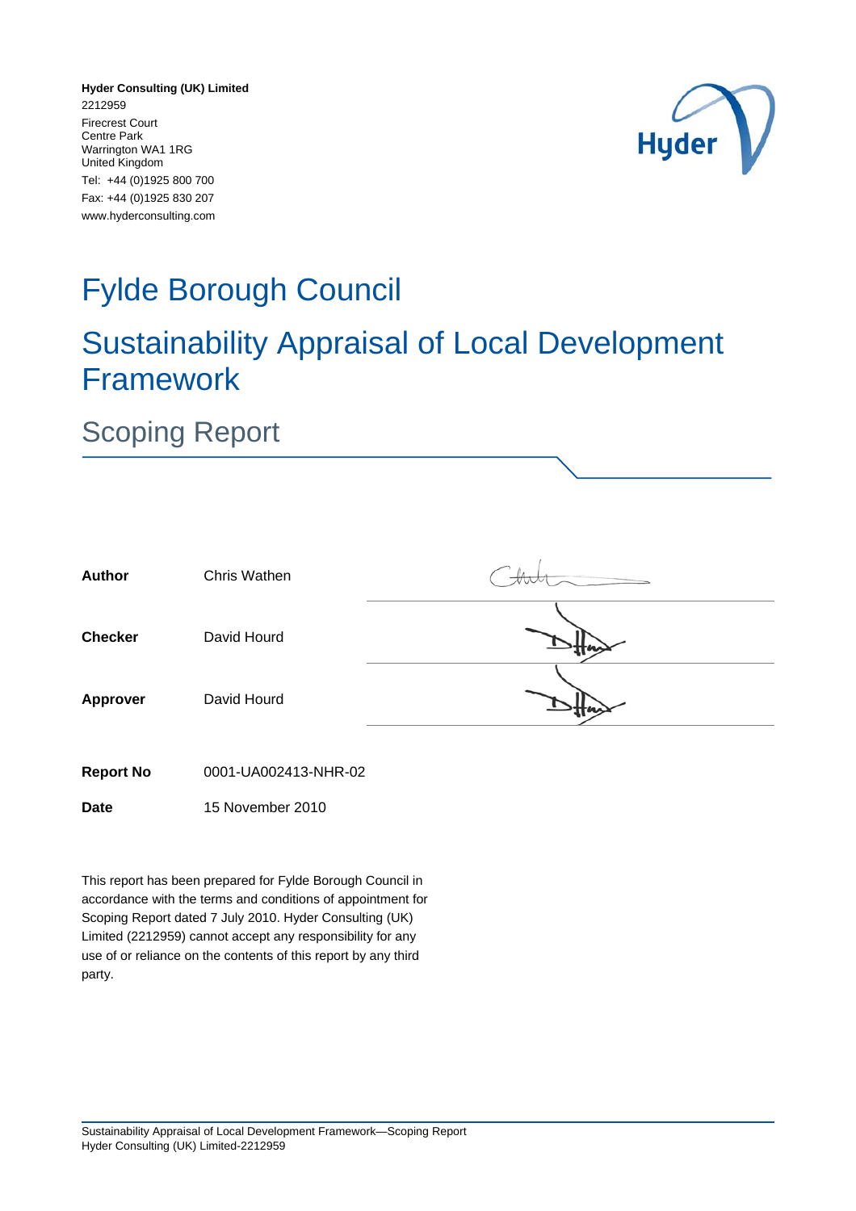**Hyder Consulting (UK) Limited**
2212959
Firecrest Court
Centre Park
Warrington WA1 1RG
United Kingdom
Tel: +44 (0)1925 800 700
Fax: +44 (0)1925 830 207
www.hyderconsulting.com

# Fylde Borough Council

# Sustainability Appraisal of Local Development Framework

## Scoping Report

| | | |
|---|---|---|
| **Author** | Chris Wathen | |
| **Checker** | David Hourd | |
| **Approver** | David Hourd | |

**Report No** 0001-UA002413-NHR-02

**Date** 15 November 2010

This report has been prepared for Fylde Borough Council in accordance with the terms and conditions of appointment for Scoping Report dated 7 July 2010. Hyder Consulting (UK) Limited (2212959) cannot accept any responsibility for any use of or reliance on the contents of this report by any third party.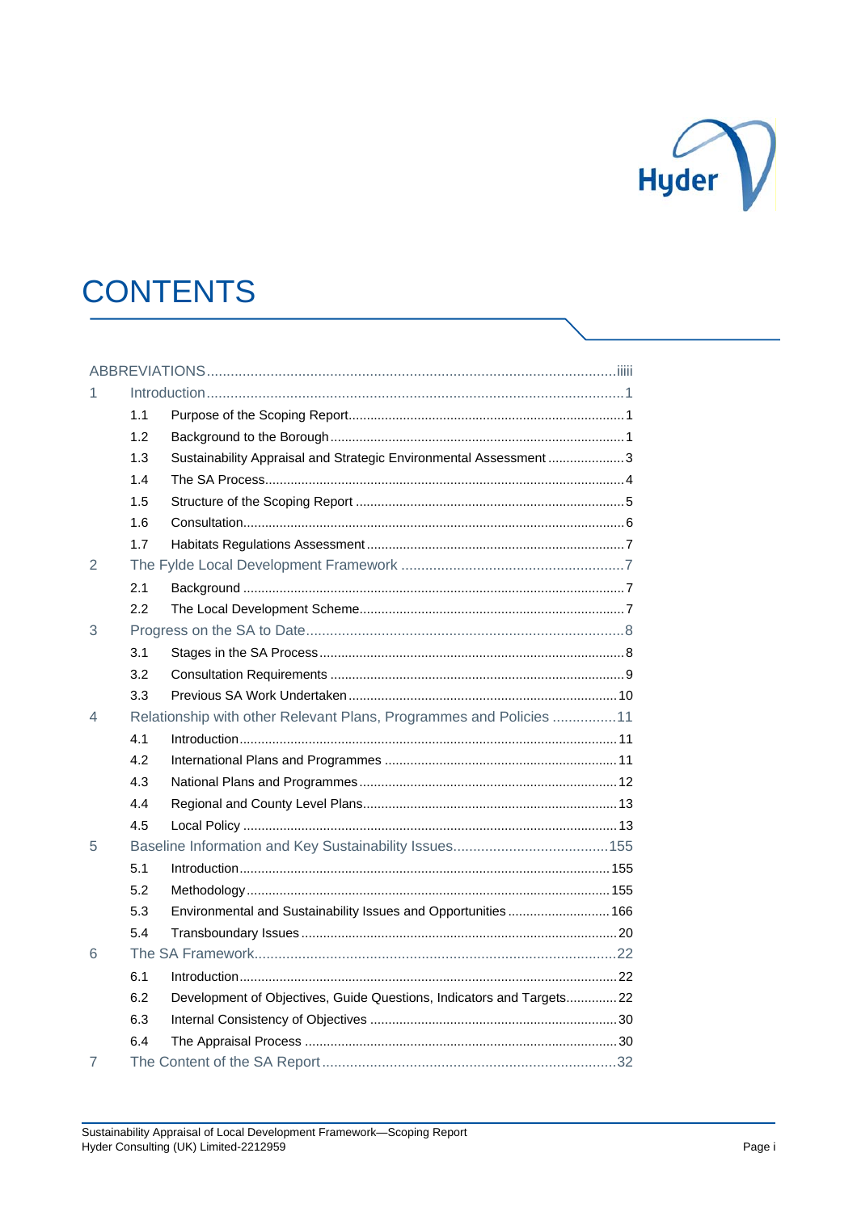# CONTENTS

ABBREVIATIONS ..................................................................................................... iiiii

1 Introduction ........................................................................................................ 1

- 1.1 Purpose of the Scoping Report ........................................................................ 1
- 1.2 Background to the Borough .............................................................................. 1
- 1.3 Sustainability Appraisal and Strategic Environmental Assessment ..................... 3
- 1.4 The SA Process ................................................................................................. 4
- 1.5 Structure of the Scoping Report ........................................................................ 5
- 1.6 Consultation ...................................................................................................... 6
- 1.7 Habitats Regulations Assessment ..................................................................... 7

2 The Fylde Local Development Framework ........................................................ 7

- 2.1 Background ....................................................................................................... 7
- 2.2 The Local Development Scheme ....................................................................... 7

3 Progress on the SA to Date ................................................................................ 8

- 3.1 Stages in the SA Process .................................................................................. 8
- 3.2 Consultation Requirements ............................................................................... 9
- 3.3 Previous SA Work Undertaken ......................................................................... 10

4 Relationship with other Relevant Plans, Programmes and Policies ................ 11

- 4.1 Introduction ...................................................................................................... 11
- 4.2 International Plans and Programmes ............................................................... 11
- 4.3 National Plans and Programmes ..................................................................... 12
- 4.4 Regional and County Level Plans .................................................................... 13
- 4.5 Local Policy ...................................................................................................... 13

5 Baseline Information and Key Sustainability Issues ....................................... 155

- 5.1 Introduction .................................................................................................... 155
- 5.2 Methodology ................................................................................................... 155
- 5.3 Environmental and Sustainability Issues and Opportunities ............................ 166
- 5.4 Transboundary Issues ...................................................................................... 20

6 The SA Framework ............................................................................................. 22

- 6.1 Introduction ...................................................................................................... 22
- 6.2 Development of Objectives, Guide Questions, Indicators and Targets .............. 22
- 6.3 Internal Consistency of Objectives ................................................................... 30
- 6.4 The Appraisal Process ..................................................................................... 30

7 The Content of the SA Report ........................................................................... 32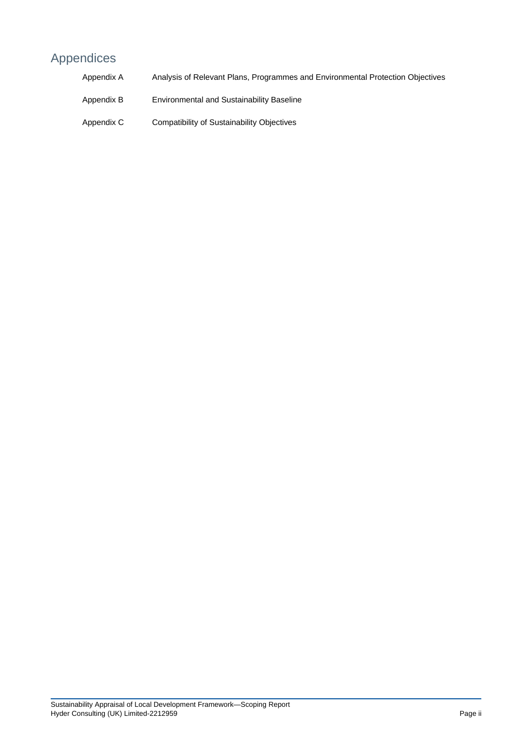# Appendices

| | |
|---|---|
| Appendix A | Analysis of Relevant Plans, Programmes and Environmental Protection Objectives |
| Appendix B | Environmental and Sustainability Baseline |
| Appendix C | Compatibility of Sustainability Objectives |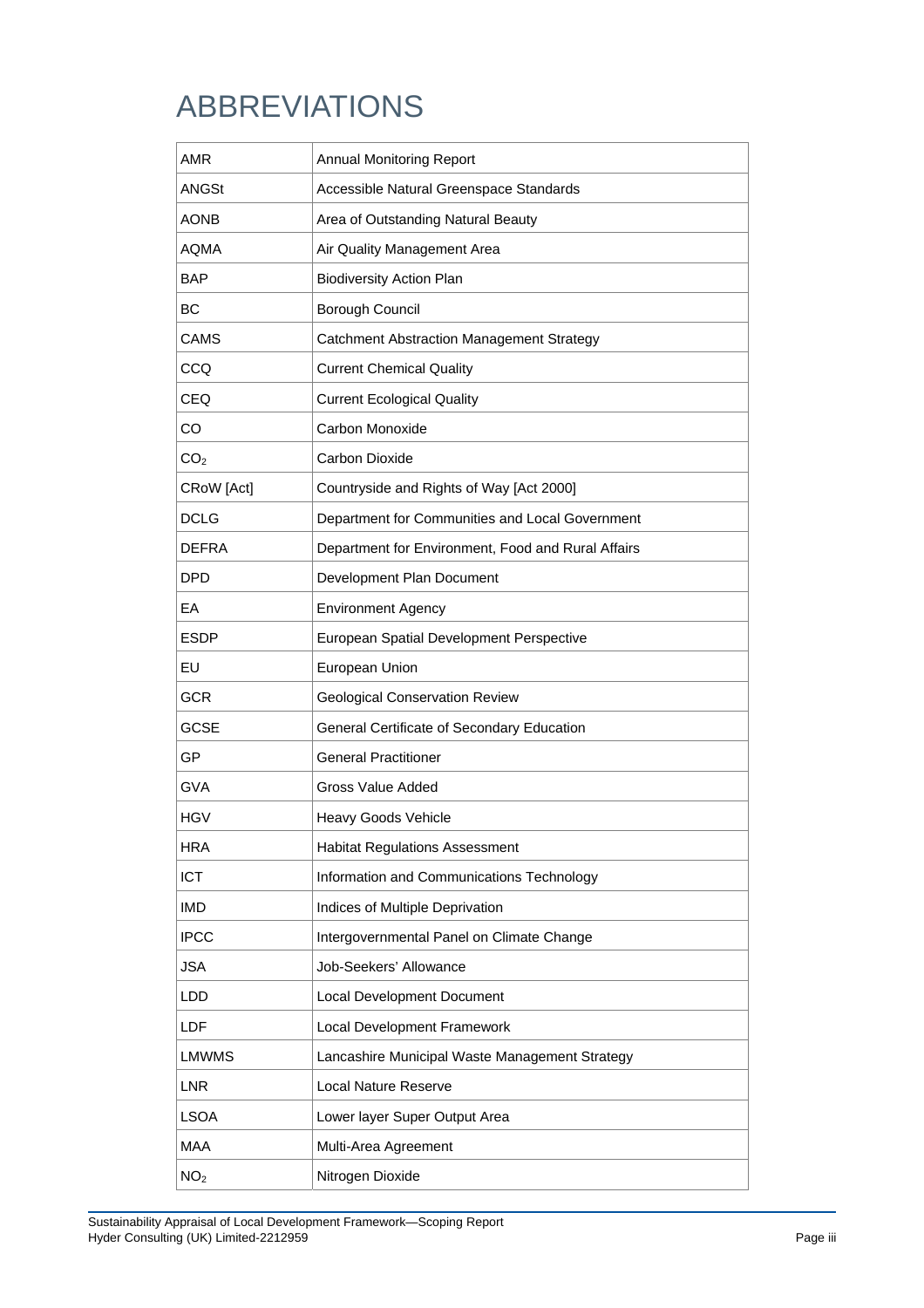# ABBREVIATIONS

| | |
|---|---|
| AMR | Annual Monitoring Report |
| ANGSt | Accessible Natural Greenspace Standards |
| AONB | Area of Outstanding Natural Beauty |
| AQMA | Air Quality Management Area |
| BAP | Biodiversity Action Plan |
| BC | Borough Council |
| CAMS | Catchment Abstraction Management Strategy |
| CCQ | Current Chemical Quality |
| CEQ | Current Ecological Quality |
| CO | Carbon Monoxide |
| $CO_2$ | Carbon Dioxide |
| CRoW [Act] | Countryside and Rights of Way [Act 2000] |
| DCLG | Department for Communities and Local Government |
| DEFRA | Department for Environment, Food and Rural Affairs |
| DPD | Development Plan Document |
| EA | Environment Agency |
| ESDP | European Spatial Development Perspective |
| EU | European Union |
| GCR | Geological Conservation Review |
| GCSE | General Certificate of Secondary Education |
| GP | General Practitioner |
| GVA | Gross Value Added |
| HGV | Heavy Goods Vehicle |
| HRA | Habitat Regulations Assessment |
| ICT | Information and Communications Technology |
| IMD | Indices of Multiple Deprivation |
| IPCC | Intergovernmental Panel on Climate Change |
| JSA | Job-Seekers' Allowance |
| LDD | Local Development Document |
| LDF | Local Development Framework |
| LMWMS | Lancashire Municipal Waste Management Strategy |
| LNR | Local Nature Reserve |
| LSOA | Lower layer Super Output Area |
| MAA | Multi-Area Agreement |
| $NO_2$ | Nitrogen Dioxide |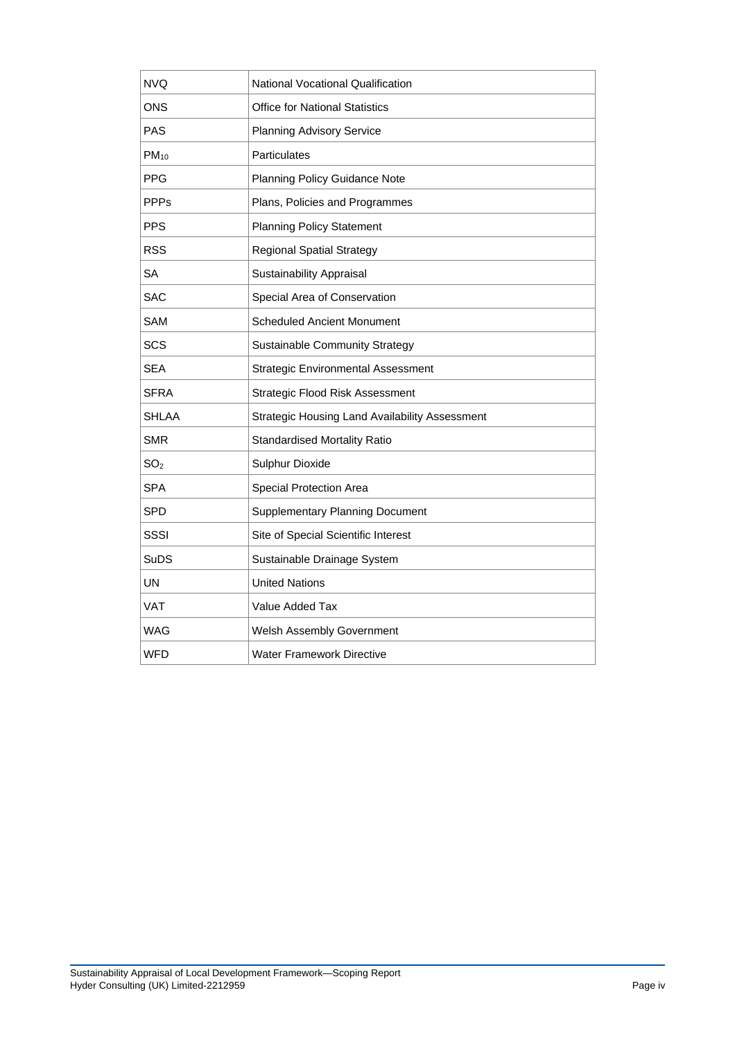| NVQ | National Vocational Qualification |
|---|---|
| ONS | Office for National Statistics |
| PAS | Planning Advisory Service |
| $PM_{10}$ | Particulates |
| PPG | Planning Policy Guidance Note |
| PPPs | Plans, Policies and Programmes |
| PPS | Planning Policy Statement |
| RSS | Regional Spatial Strategy |
| SA | Sustainability Appraisal |
| SAC | Special Area of Conservation |
| SAM | Scheduled Ancient Monument |
| SCS | Sustainable Community Strategy |
| SEA | Strategic Environmental Assessment |
| SFRA | Strategic Flood Risk Assessment |
| SHLAA | Strategic Housing Land Availability Assessment |
| SMR | Standardised Mortality Ratio |
| $SO_2$ | Sulphur Dioxide |
| SPA | Special Protection Area |
| SPD | Supplementary Planning Document |
| SSSI | Site of Special Scientific Interest |
| SuDS | Sustainable Drainage System |
| UN | United Nations |
| VAT | Value Added Tax |
| WAG | Welsh Assembly Government |
| WFD | Water Framework Directive |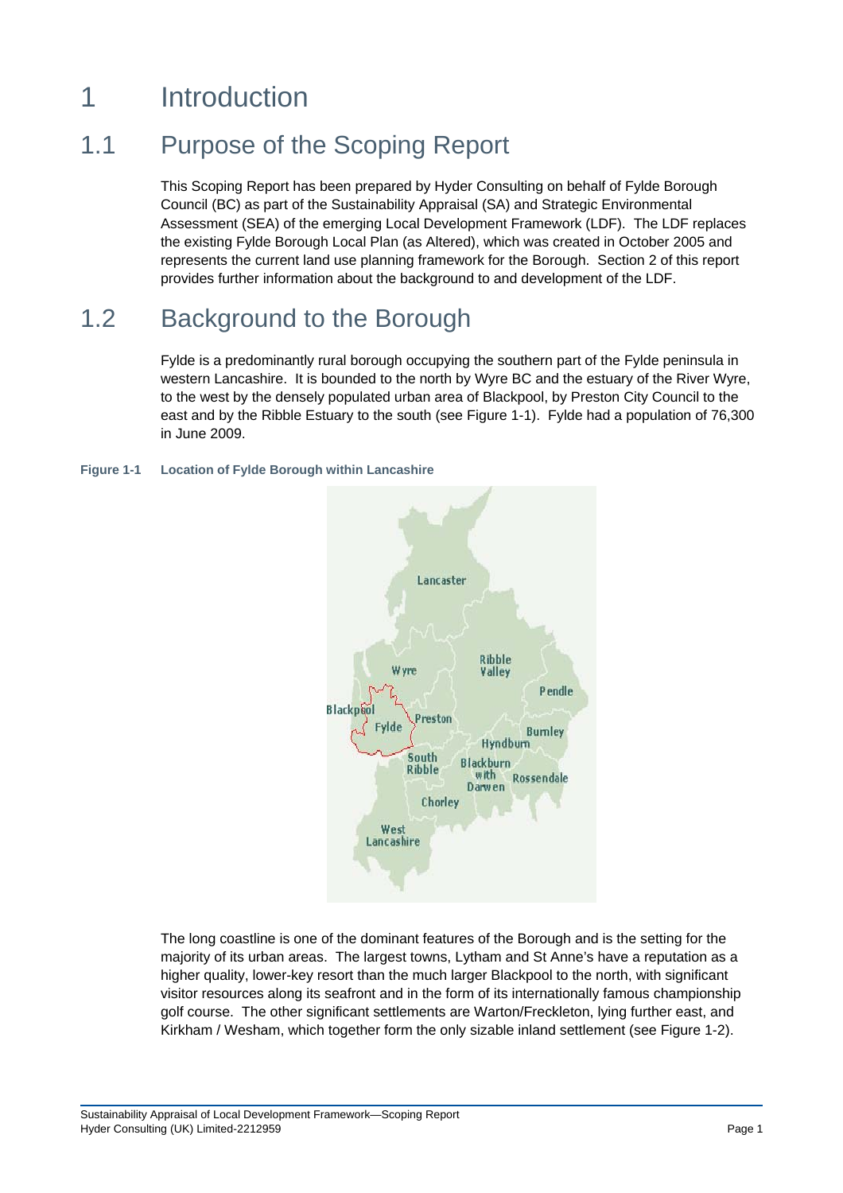# 1 Introduction

## 1.1 Purpose of the Scoping Report

This Scoping Report has been prepared by Hyder Consulting on behalf of Fylde Borough Council (BC) as part of the Sustainability Appraisal (SA) and Strategic Environmental Assessment (SEA) of the emerging Local Development Framework (LDF). The LDF replaces the existing Fylde Borough Local Plan (as Altered), which was created in October 2005 and represents the current land use planning framework for the Borough. Section 2 of this report provides further information about the background to and development of the LDF.

## 1.2 Background to the Borough

Fylde is a predominantly rural borough occupying the southern part of the Fylde peninsula in western Lancashire. It is bounded to the north by Wyre BC and the estuary of the River Wyre, to the west by the densely populated urban area of Blackpool, by Preston City Council to the east and by the Ribble Estuary to the south (see Figure 1-1). Fylde had a population of 76,300 in June 2009.

**Figure 1-1 Location of Fylde Borough within Lancashire**

The long coastline is one of the dominant features of the Borough and is the setting for the majority of its urban areas. The largest towns, Lytham and St Anne's have a reputation as a higher quality, lower-key resort than the much larger Blackpool to the north, with significant visitor resources along its seafront and in the form of its internationally famous championship golf course. The other significant settlements are Warton/Freckleton, lying further east, and Kirkham / Wesham, which together form the only sizable inland settlement (see Figure 1-2).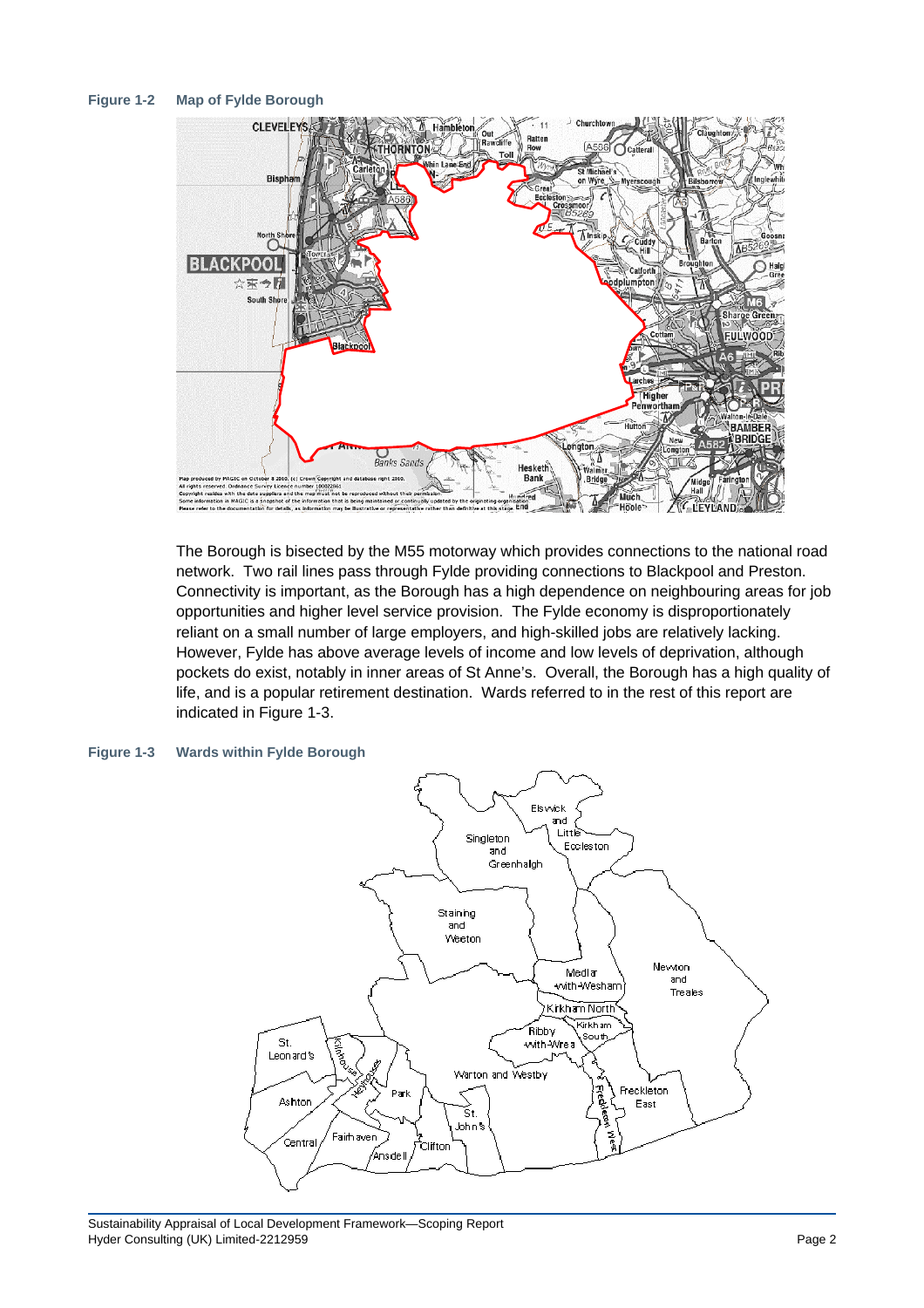**Figure 1-2 Map of Fylde Borough**

The Borough is bisected by the M55 motorway which provides connections to the national road network. Two rail lines pass through Fylde providing connections to Blackpool and Preston. Connectivity is important, as the Borough has a high dependence on neighbouring areas for job opportunities and higher level service provision. The Fylde economy is disproportionately reliant on a small number of large employers, and high-skilled jobs are relatively lacking. However, Fylde has above average levels of income and low levels of deprivation, although pockets do exist, notably in inner areas of St Anne's. Overall, the Borough has a high quality of life, and is a popular retirement destination. Wards referred to in the rest of this report are indicated in Figure 1-3.

**Figure 1-3 Wards within Fylde Borough**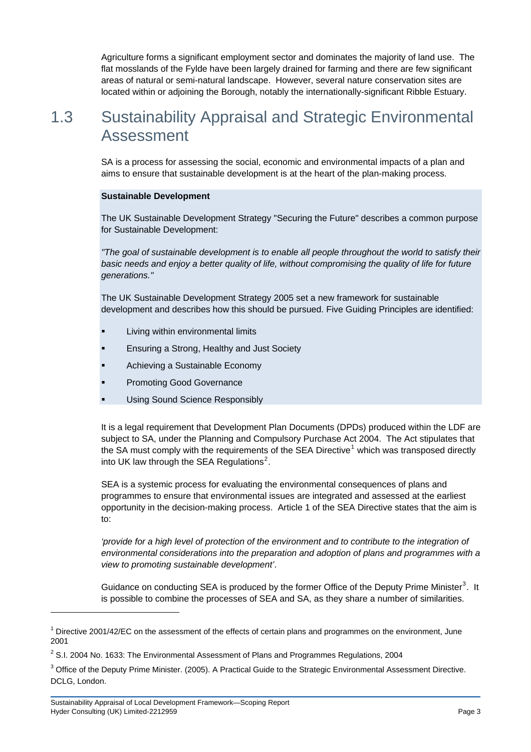Agriculture forms a significant employment sector and dominates the majority of land use. The flat mosslands of the Fylde have been largely drained for farming and there are few significant areas of natural or semi-natural landscape. However, several nature conservation sites are located within or adjoining the Borough, notably the internationally-significant Ribble Estuary.

## 1.3 Sustainability Appraisal and Strategic Environmental Assessment

SA is a process for assessing the social, economic and environmental impacts of a plan and aims to ensure that sustainable development is at the heart of the plan-making process.

**Sustainable Development**

The UK Sustainable Development Strategy "Securing the Future" describes a common purpose for Sustainable Development:

*"The goal of sustainable development is to enable all people throughout the world to satisfy their basic needs and enjoy a better quality of life, without compromising the quality of life for future generations."*

The UK Sustainable Development Strategy 2005 set a new framework for sustainable development and describes how this should be pursued. Five Guiding Principles are identified:

- Living within environmental limits
- Ensuring a Strong, Healthy and Just Society
- Achieving a Sustainable Economy
- Promoting Good Governance
- Using Sound Science Responsibly

It is a legal requirement that Development Plan Documents (DPDs) produced within the LDF are subject to SA, under the Planning and Compulsory Purchase Act 2004. The Act stipulates that the SA must comply with the requirements of the SEA Directive[1] which was transposed directly into UK law through the SEA Regulations[2].

SEA is a systemic process for evaluating the environmental consequences of plans and programmes to ensure that environmental issues are integrated and assessed at the earliest opportunity in the decision-making process. Article 1 of the SEA Directive states that the aim is to:

*'provide for a high level of protection of the environment and to contribute to the integration of environmental considerations into the preparation and adoption of plans and programmes with a view to promoting sustainable development'*.

Guidance on conducting SEA is produced by the former Office of the Deputy Prime Minister[3]. It is possible to combine the processes of SEA and SA, as they share a number of similarities.

---

[1] Directive 2001/42/EC on the assessment of the effects of certain plans and programmes on the environment, June 2001

[2] S.I. 2004 No. 1633: The Environmental Assessment of Plans and Programmes Regulations, 2004

[3] Office of the Deputy Prime Minister. (2005). A Practical Guide to the Strategic Environmental Assessment Directive. DCLG, London.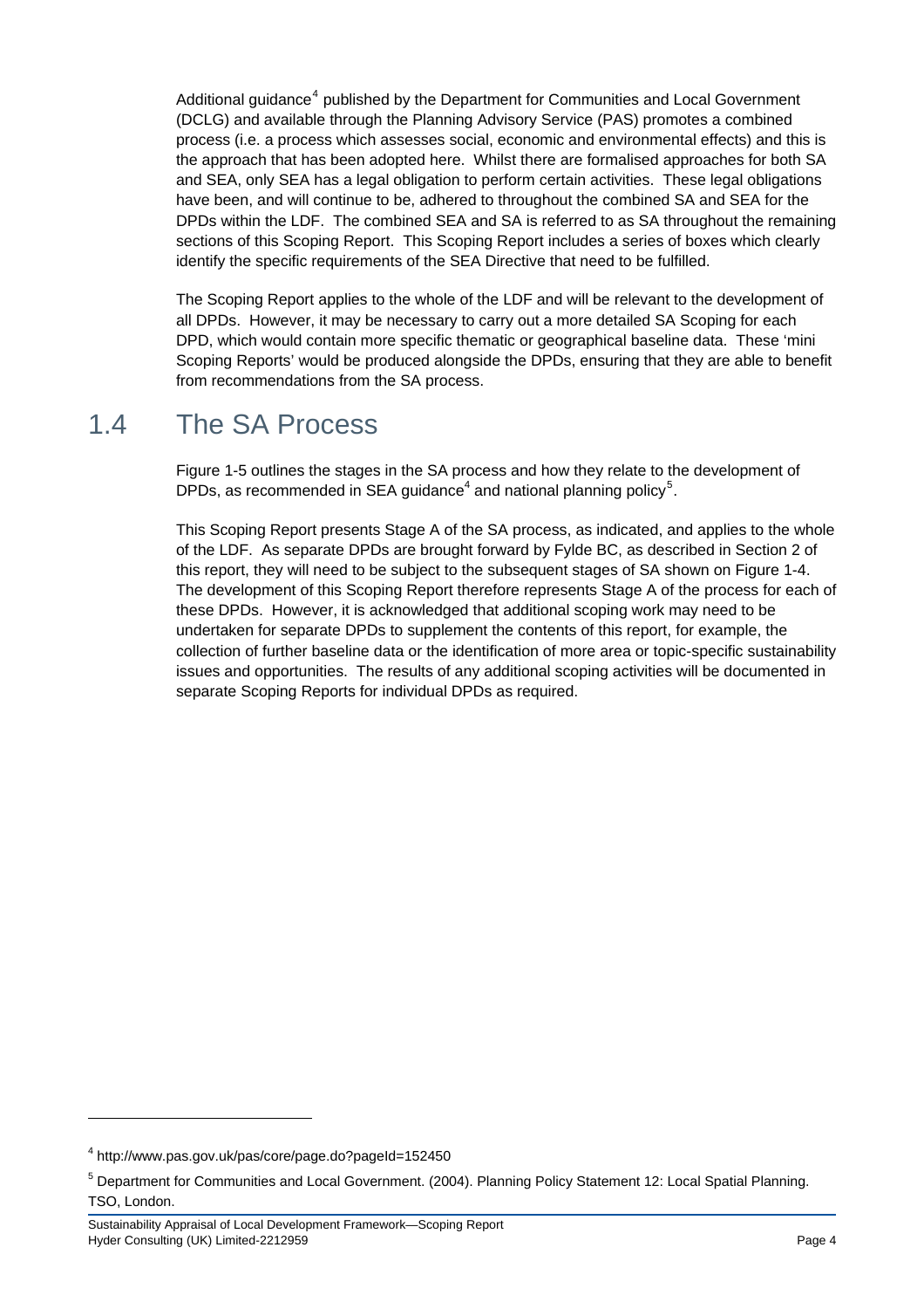Additional guidance[4] published by the Department for Communities and Local Government (DCLG) and available through the Planning Advisory Service (PAS) promotes a combined process (i.e. a process which assesses social, economic and environmental effects) and this is the approach that has been adopted here. Whilst there are formalised approaches for both SA and SEA, only SEA has a legal obligation to perform certain activities. These legal obligations have been, and will continue to be, adhered to throughout the combined SA and SEA for the DPDs within the LDF. The combined SEA and SA is referred to as SA throughout the remaining sections of this Scoping Report. This Scoping Report includes a series of boxes which clearly identify the specific requirements of the SEA Directive that need to be fulfilled.

The Scoping Report applies to the whole of the LDF and will be relevant to the development of all DPDs. However, it may be necessary to carry out a more detailed SA Scoping for each DPD, which would contain more specific thematic or geographical baseline data. These 'mini Scoping Reports' would be produced alongside the DPDs, ensuring that they are able to benefit from recommendations from the SA process.

## 1.4 The SA Process

Figure 1-5 outlines the stages in the SA process and how they relate to the development of DPDs, as recommended in SEA guidance[4] and national planning policy[5].

This Scoping Report presents Stage A of the SA process, as indicated, and applies to the whole of the LDF. As separate DPDs are brought forward by Fylde BC, as described in Section 2 of this report, they will need to be subject to the subsequent stages of SA shown on Figure 1-4. The development of this Scoping Report therefore represents Stage A of the process for each of these DPDs. However, it is acknowledged that additional scoping work may need to be undertaken for separate DPDs to supplement the contents of this report, for example, the collection of further baseline data or the identification of more area or topic-specific sustainability issues and opportunities. The results of any additional scoping activities will be documented in separate Scoping Reports for individual DPDs as required.

---

[4] http://www.pas.gov.uk/pas/core/page.do?pageId=152450

[5] Department for Communities and Local Government. (2004). Planning Policy Statement 12: Local Spatial Planning. TSO, London.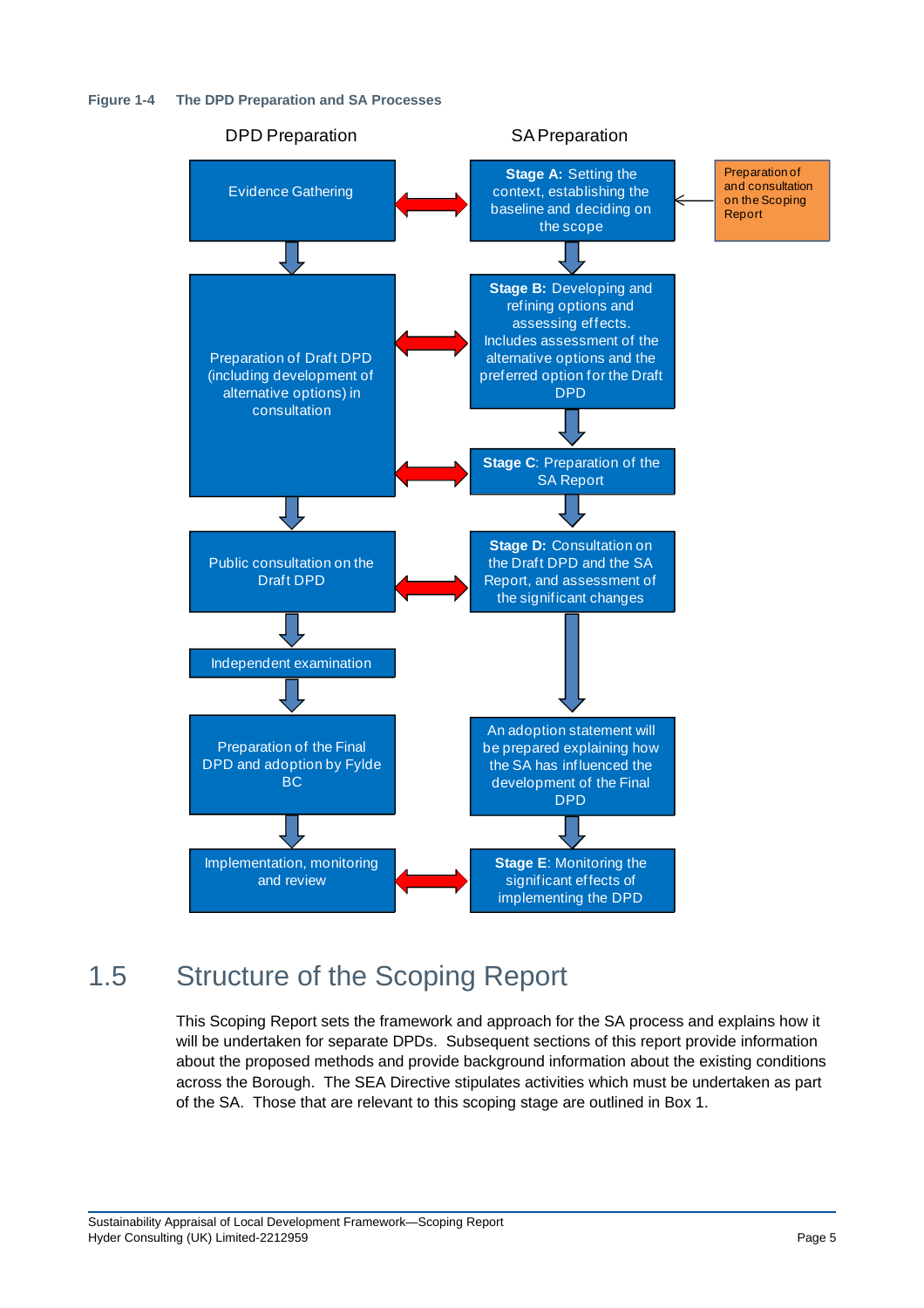**Figure 1-4 The DPD Preparation and SA Processes**

| DPD Preparation | | SA Preparation | |
|---|---|---|---|
| Evidence Gathering | ↔ | **Stage A:** Setting the context, establishing the baseline and deciding on the scope | ← Preparation of and consultation on the Scoping Report |
| ↓ | | ↓ | |
| Preparation of Draft DPD (including development of alternative options) in consultation | ↔ | **Stage B:** Developing and refining options and assessing effects. Includes assessment of the alternative options and the preferred option for the Draft DPD | |
| | | ↓ | |
| | ↔ | **Stage C**: Preparation of the SA Report | |
| ↓ | | ↓ | |
| Public consultation on the Draft DPD | ↔ | **Stage D:** Consultation on the Draft DPD and the SA Report, and assessment of the significant changes | |
| ↓ | | ↓ | |
| Independent examination | | | |
| ↓ | | | |
| Preparation of the Final DPD and adoption by Fylde BC | | An adoption statement will be prepared explaining how the SA has influenced the development of the Final DPD | |
| ↓ | | ↓ | |
| Implementation, monitoring and review | ↔ | **Stage E**: Monitoring the significant effects of implementing the DPD | |

## 1.5 Structure of the Scoping Report

This Scoping Report sets the framework and approach for the SA process and explains how it will be undertaken for separate DPDs. Subsequent sections of this report provide information about the proposed methods and provide background information about the existing conditions across the Borough. The SEA Directive stipulates activities which must be undertaken as part of the SA. Those that are relevant to this scoping stage are outlined in Box 1.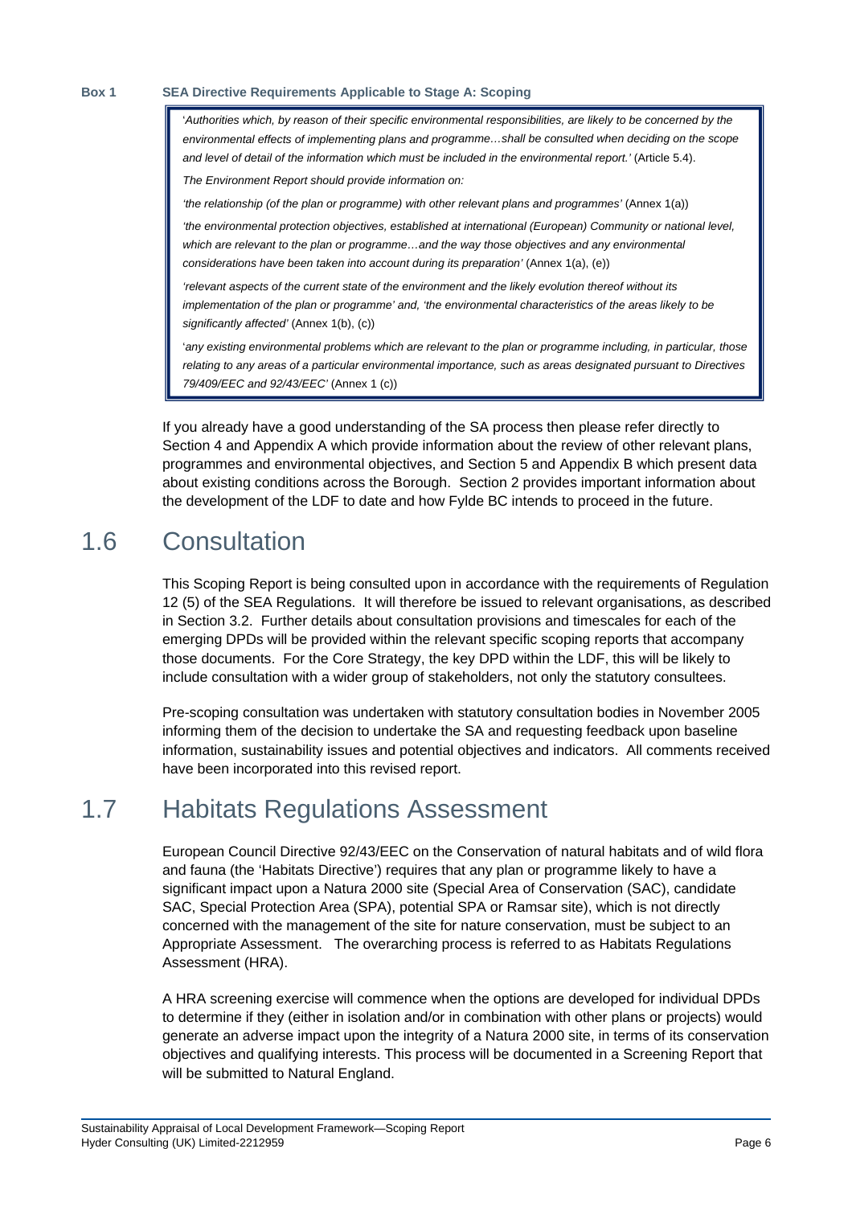**Box 1 SEA Directive Requirements Applicable to Stage A: Scoping**

> '*Authorities which, by reason of their specific environmental responsibilities, are likely to be concerned by the environmental effects of implementing plans and programme…shall be consulted when deciding on the scope and level of detail of the information which must be included in the environmental report.'* (Article 5.4).
>
> *The Environment Report should provide information on:*
>
> *'the relationship (of the plan or programme) with other relevant plans and programmes'* (Annex 1(a))
>
> *'the environmental protection objectives, established at international (European) Community or national level, which are relevant to the plan or programme…and the way those objectives and any environmental considerations have been taken into account during its preparation'* (Annex 1(a), (e))
>
> *'relevant aspects of the current state of the environment and the likely evolution thereof without its implementation of the plan or programme' and, 'the environmental characteristics of the areas likely to be significantly affected'* (Annex 1(b), (c))
>
> '*any existing environmental problems which are relevant to the plan or programme including, in particular, those relating to any areas of a particular environmental importance, such as areas designated pursuant to Directives 79/409/EEC and 92/43/EEC'* (Annex 1 (c))

If you already have a good understanding of the SA process then please refer directly to Section 4 and Appendix A which provide information about the review of other relevant plans, programmes and environmental objectives, and Section 5 and Appendix B which present data about existing conditions across the Borough. Section 2 provides important information about the development of the LDF to date and how Fylde BC intends to proceed in the future.

## 1.6 Consultation

This Scoping Report is being consulted upon in accordance with the requirements of Regulation 12 (5) of the SEA Regulations. It will therefore be issued to relevant organisations, as described in Section 3.2. Further details about consultation provisions and timescales for each of the emerging DPDs will be provided within the relevant specific scoping reports that accompany those documents. For the Core Strategy, the key DPD within the LDF, this will be likely to include consultation with a wider group of stakeholders, not only the statutory consultees.

Pre-scoping consultation was undertaken with statutory consultation bodies in November 2005 informing them of the decision to undertake the SA and requesting feedback upon baseline information, sustainability issues and potential objectives and indicators. All comments received have been incorporated into this revised report.

## 1.7 Habitats Regulations Assessment

European Council Directive 92/43/EEC on the Conservation of natural habitats and of wild flora and fauna (the 'Habitats Directive') requires that any plan or programme likely to have a significant impact upon a Natura 2000 site (Special Area of Conservation (SAC), candidate SAC, Special Protection Area (SPA), potential SPA or Ramsar site), which is not directly concerned with the management of the site for nature conservation, must be subject to an Appropriate Assessment. The overarching process is referred to as Habitats Regulations Assessment (HRA).

A HRA screening exercise will commence when the options are developed for individual DPDs to determine if they (either in isolation and/or in combination with other plans or projects) would generate an adverse impact upon the integrity of a Natura 2000 site, in terms of its conservation objectives and qualifying interests. This process will be documented in a Screening Report that will be submitted to Natural England.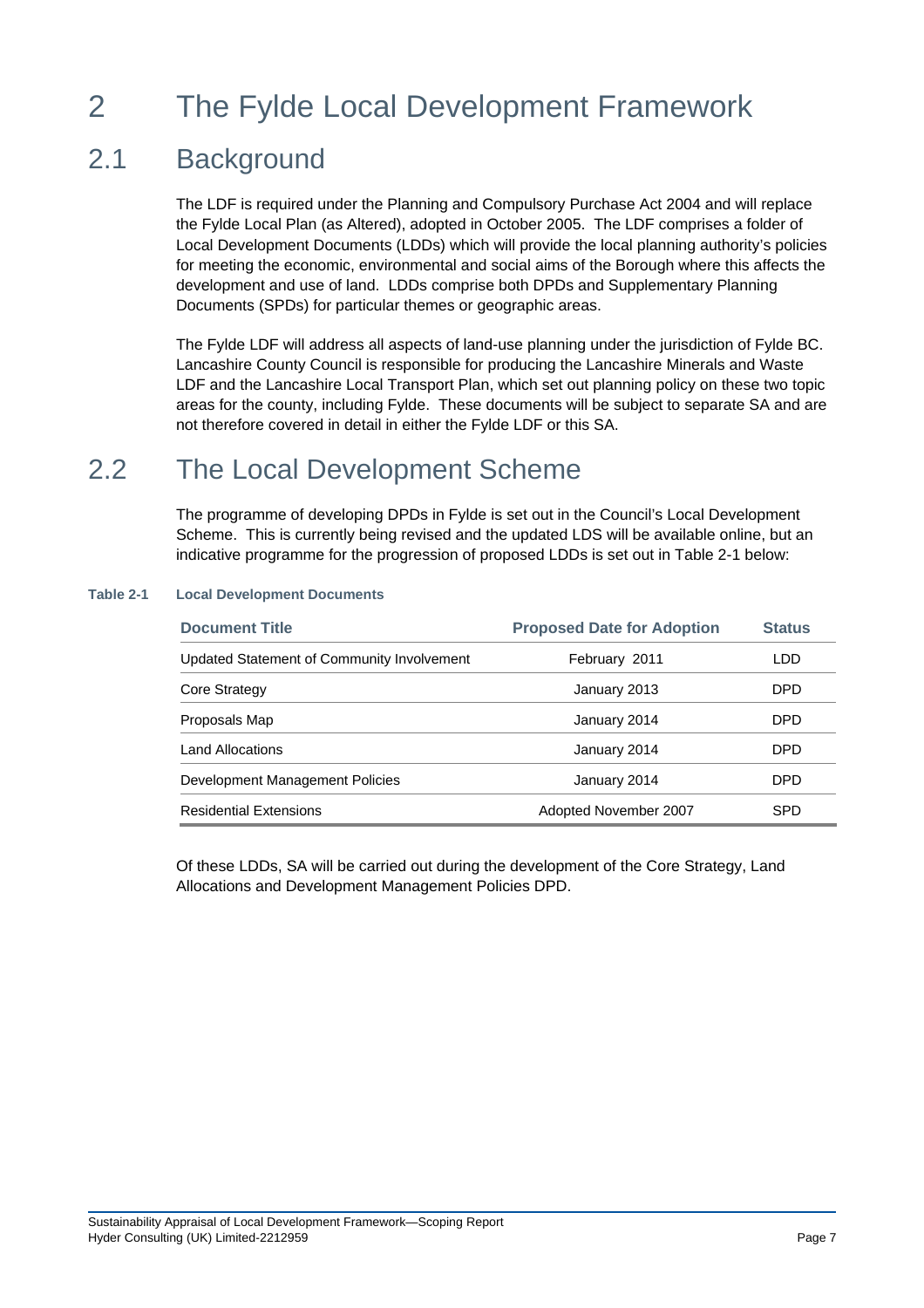# 2 The Fylde Local Development Framework

## 2.1 Background

The LDF is required under the Planning and Compulsory Purchase Act 2004 and will replace the Fylde Local Plan (as Altered), adopted in October 2005. The LDF comprises a folder of Local Development Documents (LDDs) which will provide the local planning authority's policies for meeting the economic, environmental and social aims of the Borough where this affects the development and use of land. LDDs comprise both DPDs and Supplementary Planning Documents (SPDs) for particular themes or geographic areas.

The Fylde LDF will address all aspects of land-use planning under the jurisdiction of Fylde BC. Lancashire County Council is responsible for producing the Lancashire Minerals and Waste LDF and the Lancashire Local Transport Plan, which set out planning policy on these two topic areas for the county, including Fylde. These documents will be subject to separate SA and are not therefore covered in detail in either the Fylde LDF or this SA.

## 2.2 The Local Development Scheme

The programme of developing DPDs in Fylde is set out in the Council's Local Development Scheme. This is currently being revised and the updated LDS will be available online, but an indicative programme for the progression of proposed LDDs is set out in Table 2-1 below:

**Table 2-1 Local Development Documents**

| Document Title | Proposed Date for Adoption | Status |
|---|---|---|
| Updated Statement of Community Involvement | February 2011 | LDD |
| Core Strategy | January 2013 | DPD |
| Proposals Map | January 2014 | DPD |
| Land Allocations | January 2014 | DPD |
| Development Management Policies | January 2014 | DPD |
| Residential Extensions | Adopted November 2007 | SPD |

Of these LDDs, SA will be carried out during the development of the Core Strategy, Land Allocations and Development Management Policies DPD.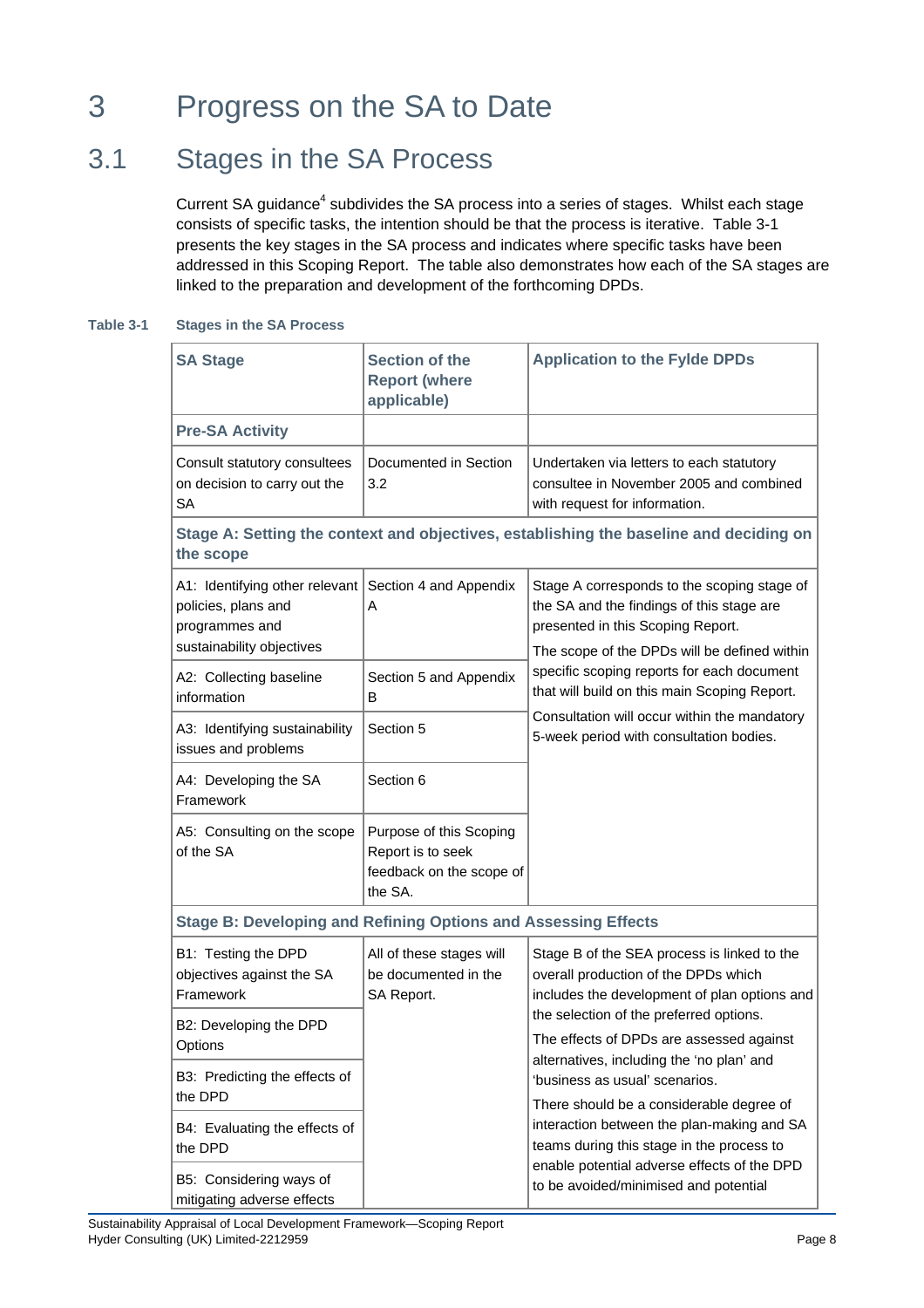# 3 Progress on the SA to Date

## 3.1 Stages in the SA Process

Current SA guidance[4] subdivides the SA process into a series of stages. Whilst each stage consists of specific tasks, the intention should be that the process is iterative. Table 3-1 presents the key stages in the SA process and indicates where specific tasks have been addressed in this Scoping Report. The table also demonstrates how each of the SA stages are linked to the preparation and development of the forthcoming DPDs.

**Table 3-1 Stages in the SA Process**

| SA Stage | Section of the Report (where applicable) | Application to the Fylde DPDs |
|---|---|---|
| **Pre-SA Activity** | | |
| Consult statutory consultees on decision to carry out the SA | Documented in Section 3.2 | Undertaken via letters to each statutory consultee in November 2005 and combined with request for information. |
| **Stage A: Setting the context and objectives, establishing the baseline and deciding on the scope** | | |
| A1: Identifying other relevant policies, plans and programmes and sustainability objectives | Section 4 and Appendix A | Stage A corresponds to the scoping stage of the SA and the findings of this stage are presented in this Scoping Report. The scope of the DPDs will be defined within specific scoping reports for each document that will build on this main Scoping Report. Consultation will occur within the mandatory 5-week period with consultation bodies. |
| A2: Collecting baseline information | Section 5 and Appendix B | |
| A3: Identifying sustainability issues and problems | Section 5 | |
| A4: Developing the SA Framework | Section 6 | |
| A5: Consulting on the scope of the SA | Purpose of this Scoping Report is to seek feedback on the scope of the SA. | |
| **Stage B: Developing and Refining Options and Assessing Effects** | | |
| B1: Testing the DPD objectives against the SA Framework | All of these stages will be documented in the SA Report. | Stage B of the SEA process is linked to the overall production of the DPDs which includes the development of plan options and the selection of the preferred options. The effects of DPDs are assessed against alternatives, including the 'no plan' and 'business as usual' scenarios. There should be a considerable degree of interaction between the plan-making and SA teams during this stage in the process to enable potential adverse effects of the DPD to be avoided/minimised and potential |
| B2: Developing the DPD Options | | |
| B3: Predicting the effects of the DPD | | |
| B4: Evaluating the effects of the DPD | | |
| B5: Considering ways of mitigating adverse effects | | |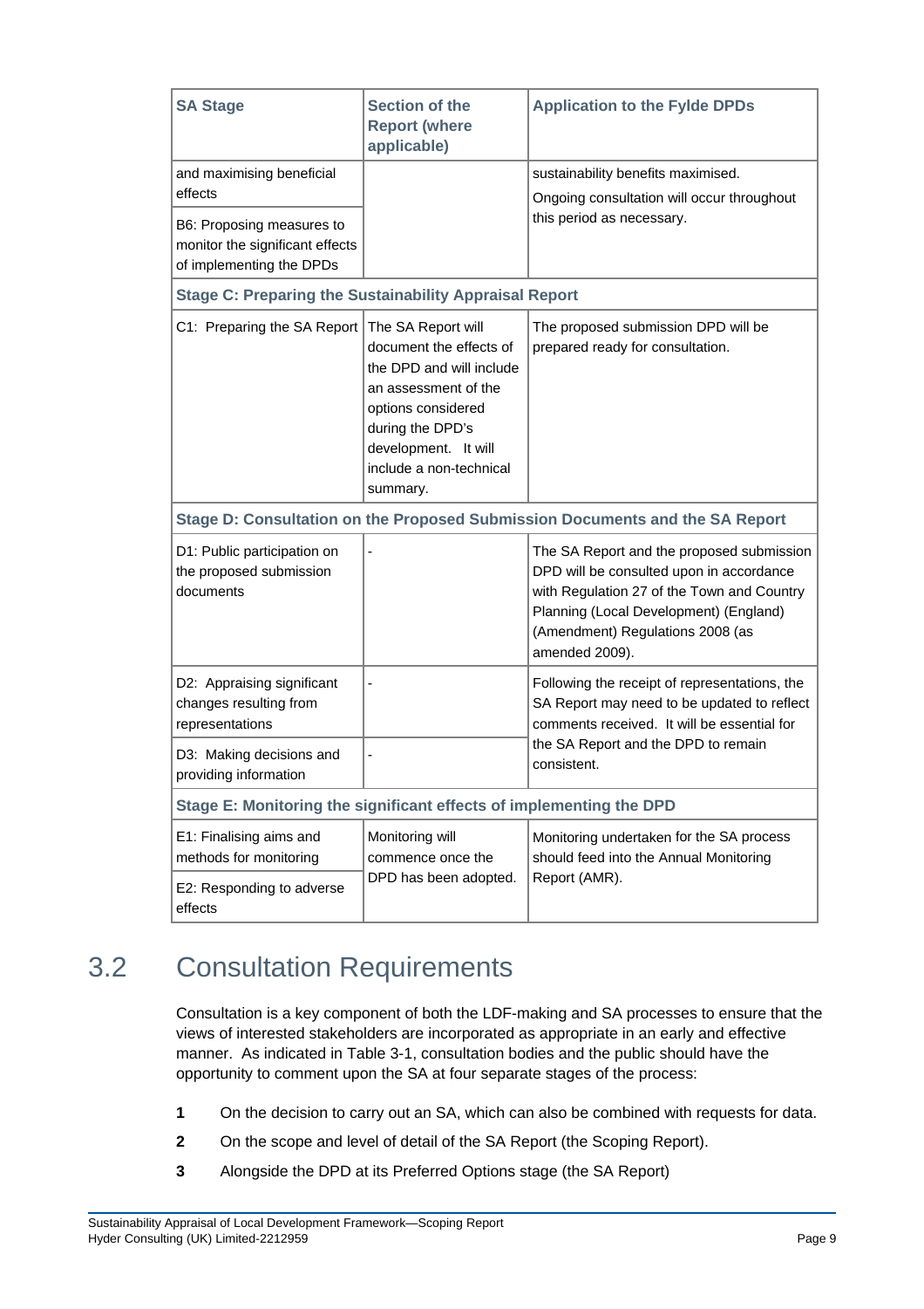| SA Stage | Section of the Report (where applicable) | Application to the Fylde DPDs |
|---|---|---|
| and maximising beneficial effects | | sustainability benefits maximised. Ongoing consultation will occur throughout this period as necessary. |
| B6: Proposing measures to monitor the significant effects of implementing the DPDs | | |
| **Stage C: Preparing the Sustainability Appraisal Report** | | |
| C1: Preparing the SA Report | The SA Report will document the effects of the DPD and will include an assessment of the options considered during the DPD's development. It will include a non-technical summary. | The proposed submission DPD will be prepared ready for consultation. |
| **Stage D: Consultation on the Proposed Submission Documents and the SA Report** | | |
| D1: Public participation on the proposed submission documents | - | The SA Report and the proposed submission DPD will be consulted upon in accordance with Regulation 27 of the Town and Country Planning (Local Development) (England) (Amendment) Regulations 2008 (as amended 2009). |
| D2: Appraising significant changes resulting from representations | - | Following the receipt of representations, the SA Report may need to be updated to reflect comments received. It will be essential for the SA Report and the DPD to remain consistent. |
| D3: Making decisions and providing information | - | |
| **Stage E: Monitoring the significant effects of implementing the DPD** | | |
| E1: Finalising aims and methods for monitoring | Monitoring will commence once the DPD has been adopted. | Monitoring undertaken for the SA process should feed into the Annual Monitoring Report (AMR). |
| E2: Responding to adverse effects | | |

## 3.2 Consultation Requirements

Consultation is a key component of both the LDF-making and SA processes to ensure that the views of interested stakeholders are incorporated as appropriate in an early and effective manner. As indicated in Table 3-1, consultation bodies and the public should have the opportunity to comment upon the SA at four separate stages of the process:

1. On the decision to carry out an SA, which can also be combined with requests for data.
2. On the scope and level of detail of the SA Report (the Scoping Report).
3. Alongside the DPD at its Preferred Options stage (the SA Report)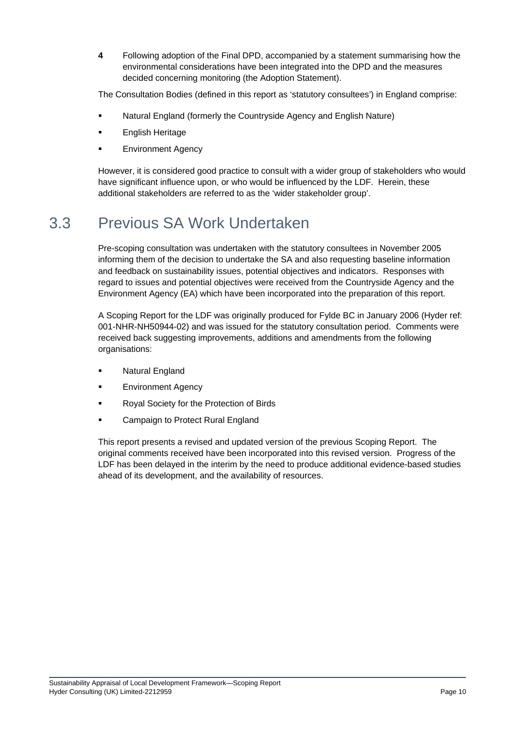**4** Following adoption of the Final DPD, accompanied by a statement summarising how the environmental considerations have been integrated into the DPD and the measures decided concerning monitoring (the Adoption Statement).

The Consultation Bodies (defined in this report as 'statutory consultees') in England comprise:

- Natural England (formerly the Countryside Agency and English Nature)
- English Heritage
- Environment Agency

However, it is considered good practice to consult with a wider group of stakeholders who would have significant influence upon, or who would be influenced by the LDF. Herein, these additional stakeholders are referred to as the 'wider stakeholder group'.

## 3.3 Previous SA Work Undertaken

Pre-scoping consultation was undertaken with the statutory consultees in November 2005 informing them of the decision to undertake the SA and also requesting baseline information and feedback on sustainability issues, potential objectives and indicators. Responses with regard to issues and potential objectives were received from the Countryside Agency and the Environment Agency (EA) which have been incorporated into the preparation of this report.

A Scoping Report for the LDF was originally produced for Fylde BC in January 2006 (Hyder ref: 001-NHR-NH50944-02) and was issued for the statutory consultation period. Comments were received back suggesting improvements, additions and amendments from the following organisations:

- Natural England
- Environment Agency
- Royal Society for the Protection of Birds
- Campaign to Protect Rural England

This report presents a revised and updated version of the previous Scoping Report. The original comments received have been incorporated into this revised version. Progress of the LDF has been delayed in the interim by the need to produce additional evidence-based studies ahead of its development, and the availability of resources.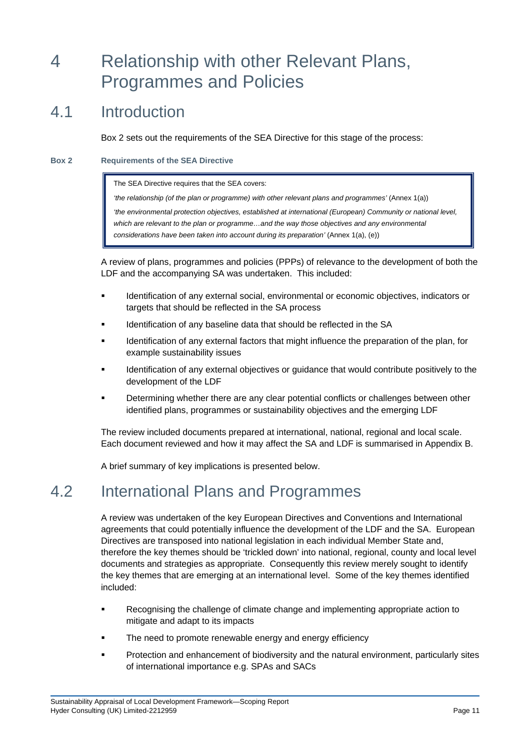# 4 Relationship with other Relevant Plans, Programmes and Policies

## 4.1 Introduction

Box 2 sets out the requirements of the SEA Directive for this stage of the process:

**Box 2 Requirements of the SEA Directive**

> The SEA Directive requires that the SEA covers:
>
> *'the relationship (of the plan or programme) with other relevant plans and programmes'* (Annex 1(a))
>
> *'the environmental protection objectives, established at international (European) Community or national level, which are relevant to the plan or programme…and the way those objectives and any environmental considerations have been taken into account during its preparation'* (Annex 1(a), (e))

A review of plans, programmes and policies (PPPs) of relevance to the development of both the LDF and the accompanying SA was undertaken. This included:

- Identification of any external social, environmental or economic objectives, indicators or targets that should be reflected in the SA process
- Identification of any baseline data that should be reflected in the SA
- Identification of any external factors that might influence the preparation of the plan, for example sustainability issues
- Identification of any external objectives or guidance that would contribute positively to the development of the LDF
- Determining whether there are any clear potential conflicts or challenges between other identified plans, programmes or sustainability objectives and the emerging LDF

The review included documents prepared at international, national, regional and local scale. Each document reviewed and how it may affect the SA and LDF is summarised in Appendix B.

A brief summary of key implications is presented below.

## 4.2 International Plans and Programmes

A review was undertaken of the key European Directives and Conventions and International agreements that could potentially influence the development of the LDF and the SA. European Directives are transposed into national legislation in each individual Member State and, therefore the key themes should be 'trickled down' into national, regional, county and local level documents and strategies as appropriate. Consequently this review merely sought to identify the key themes that are emerging at an international level. Some of the key themes identified included:

- Recognising the challenge of climate change and implementing appropriate action to mitigate and adapt to its impacts
- The need to promote renewable energy and energy efficiency
- Protection and enhancement of biodiversity and the natural environment, particularly sites of international importance e.g. SPAs and SACs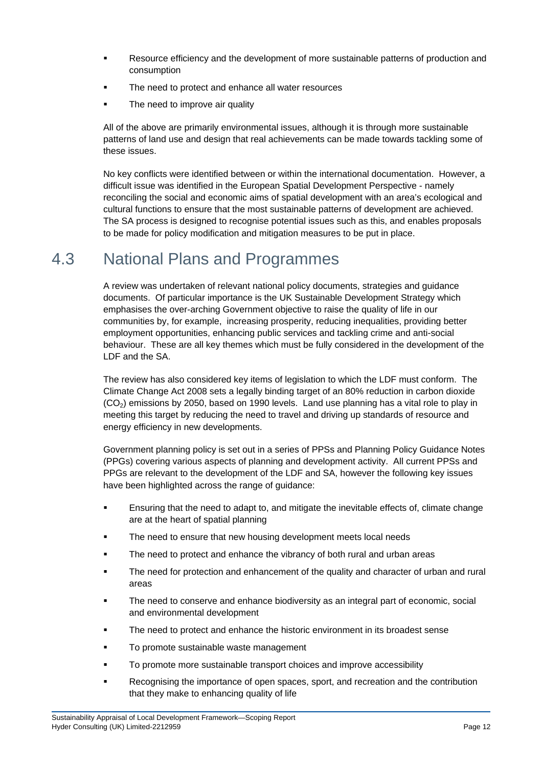- Resource efficiency and the development of more sustainable patterns of production and consumption
- The need to protect and enhance all water resources
- The need to improve air quality

All of the above are primarily environmental issues, although it is through more sustainable patterns of land use and design that real achievements can be made towards tackling some of these issues.

No key conflicts were identified between or within the international documentation. However, a difficult issue was identified in the European Spatial Development Perspective - namely reconciling the social and economic aims of spatial development with an area's ecological and cultural functions to ensure that the most sustainable patterns of development are achieved. The SA process is designed to recognise potential issues such as this, and enables proposals to be made for policy modification and mitigation measures to be put in place.

## 4.3 National Plans and Programmes

A review was undertaken of relevant national policy documents, strategies and guidance documents. Of particular importance is the UK Sustainable Development Strategy which emphasises the over-arching Government objective to raise the quality of life in our communities by, for example, increasing prosperity, reducing inequalities, providing better employment opportunities, enhancing public services and tackling crime and anti-social behaviour. These are all key themes which must be fully considered in the development of the LDF and the SA.

The review has also considered key items of legislation to which the LDF must conform. The Climate Change Act 2008 sets a legally binding target of an 80% reduction in carbon dioxide ($CO_2$) emissions by 2050, based on 1990 levels. Land use planning has a vital role to play in meeting this target by reducing the need to travel and driving up standards of resource and energy efficiency in new developments.

Government planning policy is set out in a series of PPSs and Planning Policy Guidance Notes (PPGs) covering various aspects of planning and development activity. All current PPSs and PPGs are relevant to the development of the LDF and SA, however the following key issues have been highlighted across the range of guidance:

- Ensuring that the need to adapt to, and mitigate the inevitable effects of, climate change are at the heart of spatial planning
- The need to ensure that new housing development meets local needs
- The need to protect and enhance the vibrancy of both rural and urban areas
- The need for protection and enhancement of the quality and character of urban and rural areas
- The need to conserve and enhance biodiversity as an integral part of economic, social and environmental development
- The need to protect and enhance the historic environment in its broadest sense
- To promote sustainable waste management
- To promote more sustainable transport choices and improve accessibility
- Recognising the importance of open spaces, sport, and recreation and the contribution that they make to enhancing quality of life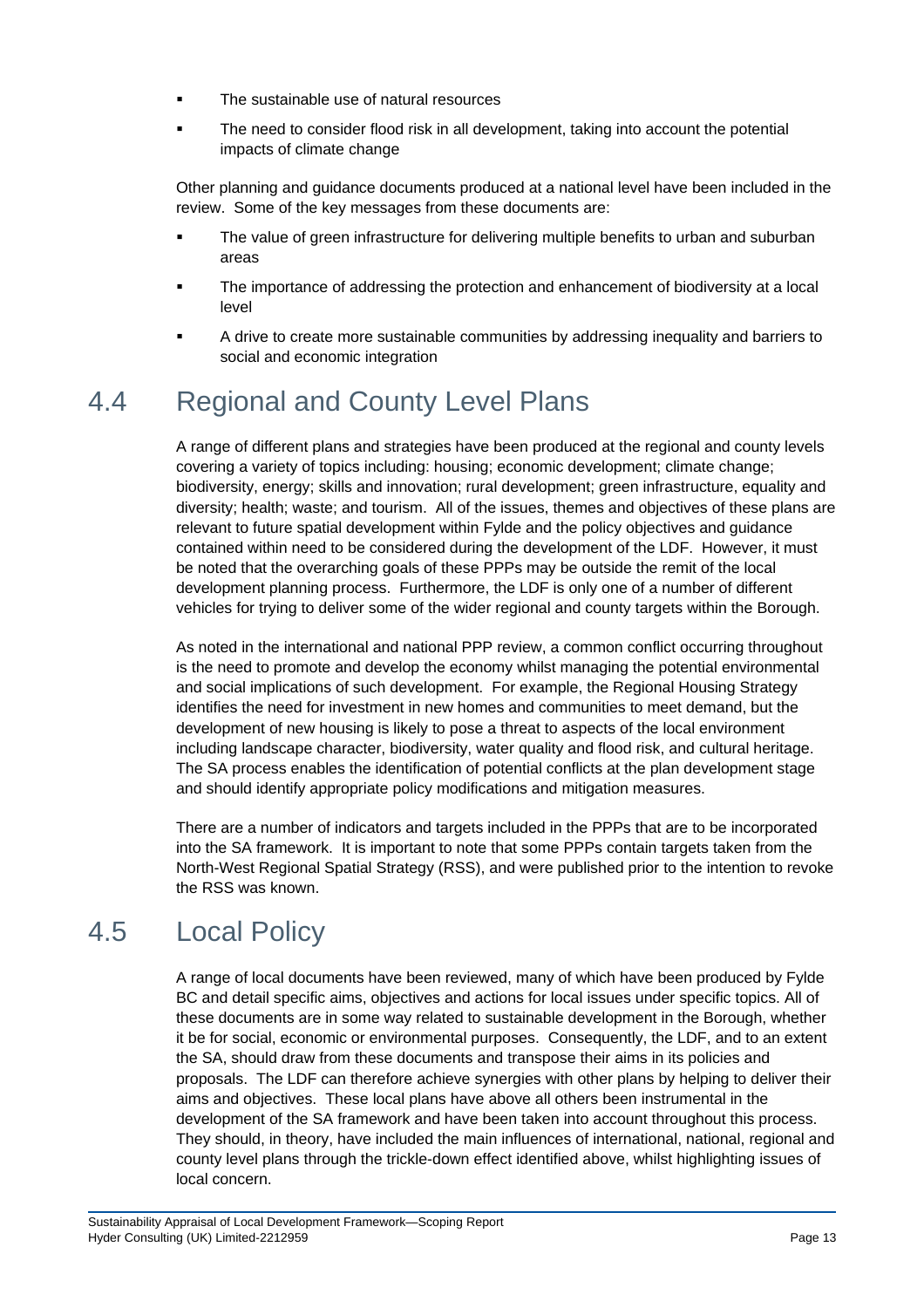- The sustainable use of natural resources
- The need to consider flood risk in all development, taking into account the potential impacts of climate change

Other planning and guidance documents produced at a national level have been included in the review. Some of the key messages from these documents are:

- The value of green infrastructure for delivering multiple benefits to urban and suburban areas
- The importance of addressing the protection and enhancement of biodiversity at a local level
- A drive to create more sustainable communities by addressing inequality and barriers to social and economic integration

## 4.4 Regional and County Level Plans

A range of different plans and strategies have been produced at the regional and county levels covering a variety of topics including: housing; economic development; climate change; biodiversity, energy; skills and innovation; rural development; green infrastructure, equality and diversity; health; waste; and tourism. All of the issues, themes and objectives of these plans are relevant to future spatial development within Fylde and the policy objectives and guidance contained within need to be considered during the development of the LDF. However, it must be noted that the overarching goals of these PPPs may be outside the remit of the local development planning process. Furthermore, the LDF is only one of a number of different vehicles for trying to deliver some of the wider regional and county targets within the Borough.

As noted in the international and national PPP review, a common conflict occurring throughout is the need to promote and develop the economy whilst managing the potential environmental and social implications of such development. For example, the Regional Housing Strategy identifies the need for investment in new homes and communities to meet demand, but the development of new housing is likely to pose a threat to aspects of the local environment including landscape character, biodiversity, water quality and flood risk, and cultural heritage. The SA process enables the identification of potential conflicts at the plan development stage and should identify appropriate policy modifications and mitigation measures.

There are a number of indicators and targets included in the PPPs that are to be incorporated into the SA framework. It is important to note that some PPPs contain targets taken from the North-West Regional Spatial Strategy (RSS), and were published prior to the intention to revoke the RSS was known.

## 4.5 Local Policy

A range of local documents have been reviewed, many of which have been produced by Fylde BC and detail specific aims, objectives and actions for local issues under specific topics. All of these documents are in some way related to sustainable development in the Borough, whether it be for social, economic or environmental purposes. Consequently, the LDF, and to an extent the SA, should draw from these documents and transpose their aims in its policies and proposals. The LDF can therefore achieve synergies with other plans by helping to deliver their aims and objectives. These local plans have above all others been instrumental in the development of the SA framework and have been taken into account throughout this process. They should, in theory, have included the main influences of international, national, regional and county level plans through the trickle-down effect identified above, whilst highlighting issues of local concern.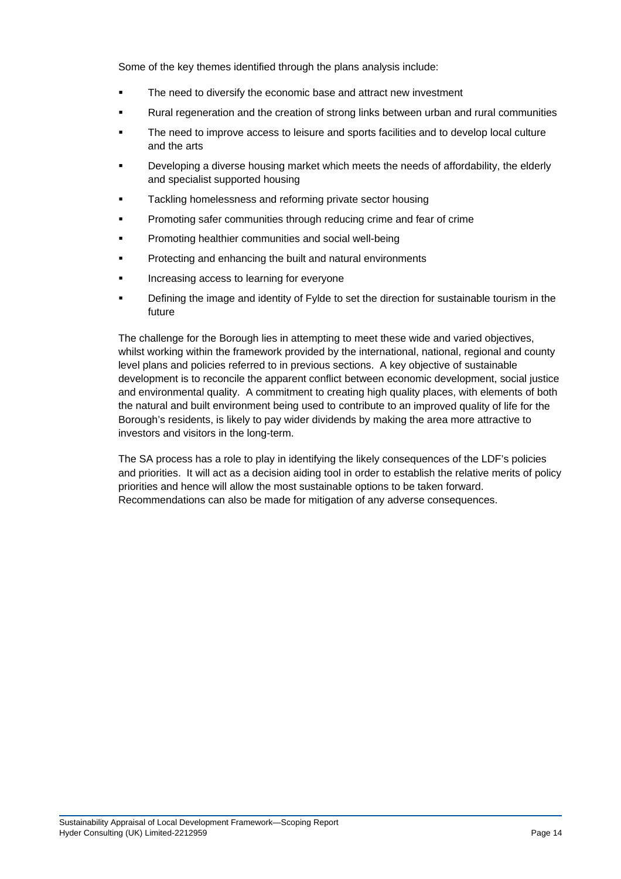Some of the key themes identified through the plans analysis include:

- The need to diversify the economic base and attract new investment
- Rural regeneration and the creation of strong links between urban and rural communities
- The need to improve access to leisure and sports facilities and to develop local culture and the arts
- Developing a diverse housing market which meets the needs of affordability, the elderly and specialist supported housing
- Tackling homelessness and reforming private sector housing
- Promoting safer communities through reducing crime and fear of crime
- Promoting healthier communities and social well-being
- Protecting and enhancing the built and natural environments
- Increasing access to learning for everyone
- Defining the image and identity of Fylde to set the direction for sustainable tourism in the future

The challenge for the Borough lies in attempting to meet these wide and varied objectives, whilst working within the framework provided by the international, national, regional and county level plans and policies referred to in previous sections. A key objective of sustainable development is to reconcile the apparent conflict between economic development, social justice and environmental quality. A commitment to creating high quality places, with elements of both the natural and built environment being used to contribute to an improved quality of life for the Borough's residents, is likely to pay wider dividends by making the area more attractive to investors and visitors in the long-term.

The SA process has a role to play in identifying the likely consequences of the LDF's policies and priorities. It will act as a decision aiding tool in order to establish the relative merits of policy priorities and hence will allow the most sustainable options to be taken forward. Recommendations can also be made for mitigation of any adverse consequences.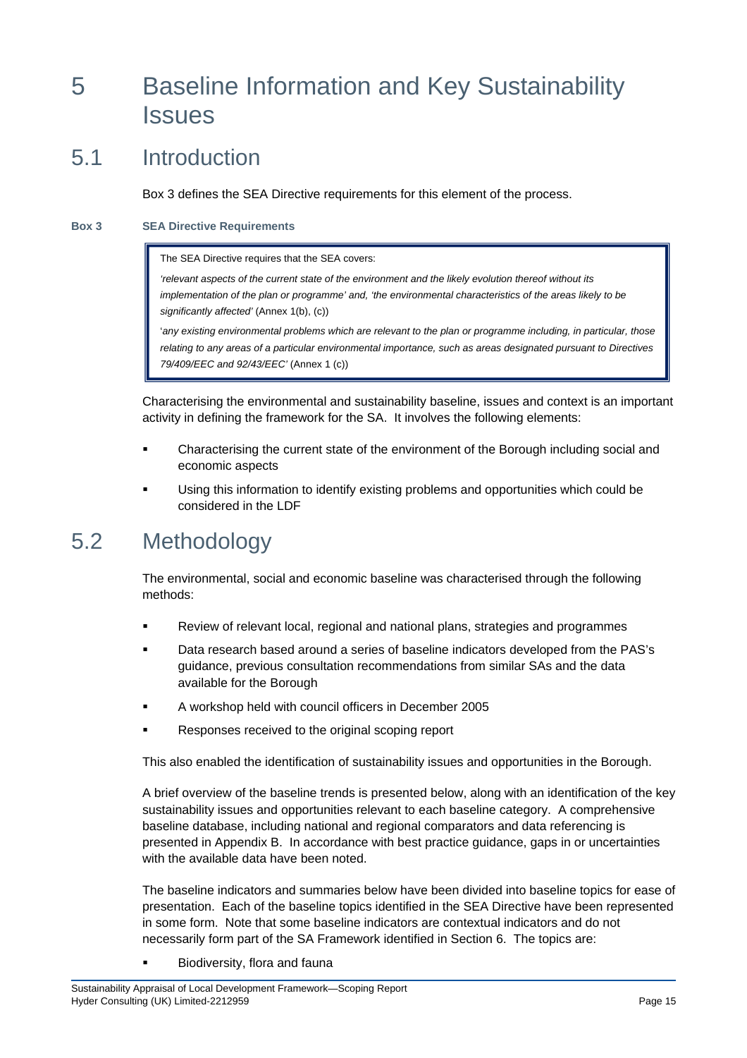# 5 Baseline Information and Key Sustainability Issues

## 5.1 Introduction

Box 3 defines the SEA Directive requirements for this element of the process.

**Box 3 SEA Directive Requirements**

> The SEA Directive requires that the SEA covers:
>
> *'relevant aspects of the current state of the environment and the likely evolution thereof without its implementation of the plan or programme' and, 'the environmental characteristics of the areas likely to be significantly affected'* (Annex 1(b), (c))
>
> '*any existing environmental problems which are relevant to the plan or programme including, in particular, those relating to any areas of a particular environmental importance, such as areas designated pursuant to Directives 79/409/EEC and 92/43/EEC'* (Annex 1 (c))

Characterising the environmental and sustainability baseline, issues and context is an important activity in defining the framework for the SA. It involves the following elements:

- Characterising the current state of the environment of the Borough including social and economic aspects
- Using this information to identify existing problems and opportunities which could be considered in the LDF

## 5.2 Methodology

The environmental, social and economic baseline was characterised through the following methods:

- Review of relevant local, regional and national plans, strategies and programmes
- Data research based around a series of baseline indicators developed from the PAS's guidance, previous consultation recommendations from similar SAs and the data available for the Borough
- A workshop held with council officers in December 2005
- Responses received to the original scoping report

This also enabled the identification of sustainability issues and opportunities in the Borough.

A brief overview of the baseline trends is presented below, along with an identification of the key sustainability issues and opportunities relevant to each baseline category. A comprehensive baseline database, including national and regional comparators and data referencing is presented in Appendix B. In accordance with best practice guidance, gaps in or uncertainties with the available data have been noted.

The baseline indicators and summaries below have been divided into baseline topics for ease of presentation. Each of the baseline topics identified in the SEA Directive have been represented in some form. Note that some baseline indicators are contextual indicators and do not necessarily form part of the SA Framework identified in Section 6. The topics are:

- Biodiversity, flora and fauna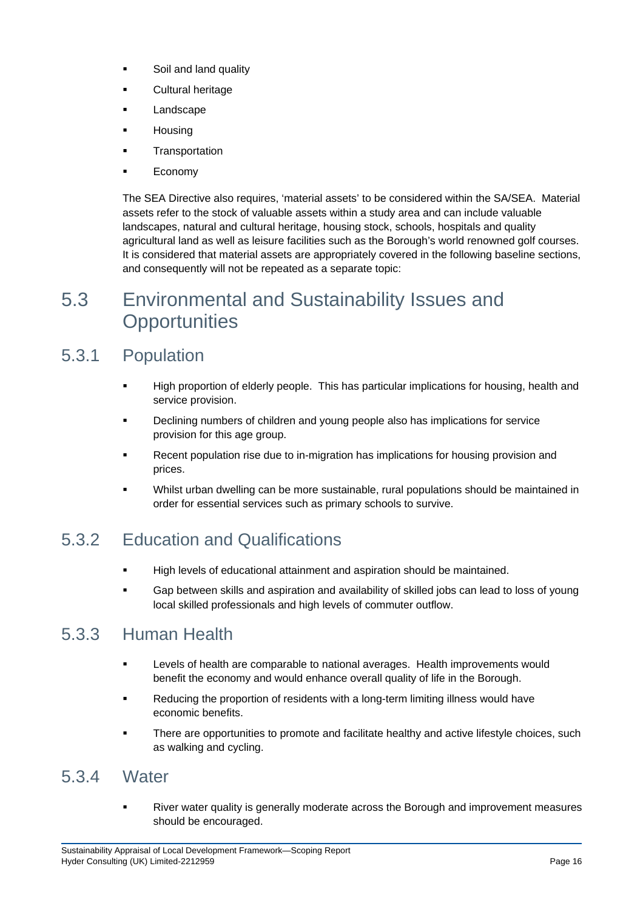- Soil and land quality
- Cultural heritage
- Landscape
- Housing
- Transportation
- Economy

The SEA Directive also requires, 'material assets' to be considered within the SA/SEA. Material assets refer to the stock of valuable assets within a study area and can include valuable landscapes, natural and cultural heritage, housing stock, schools, hospitals and quality agricultural land as well as leisure facilities such as the Borough's world renowned golf courses. It is considered that material assets are appropriately covered in the following baseline sections, and consequently will not be repeated as a separate topic:

## 5.3 Environmental and Sustainability Issues and Opportunities

### 5.3.1 Population

- High proportion of elderly people. This has particular implications for housing, health and service provision.
- Declining numbers of children and young people also has implications for service provision for this age group.
- Recent population rise due to in-migration has implications for housing provision and prices.
- Whilst urban dwelling can be more sustainable, rural populations should be maintained in order for essential services such as primary schools to survive.

### 5.3.2 Education and Qualifications

- High levels of educational attainment and aspiration should be maintained.
- Gap between skills and aspiration and availability of skilled jobs can lead to loss of young local skilled professionals and high levels of commuter outflow.

### 5.3.3 Human Health

- Levels of health are comparable to national averages. Health improvements would benefit the economy and would enhance overall quality of life in the Borough.
- Reducing the proportion of residents with a long-term limiting illness would have economic benefits.
- There are opportunities to promote and facilitate healthy and active lifestyle choices, such as walking and cycling.

### 5.3.4 Water

- River water quality is generally moderate across the Borough and improvement measures should be encouraged.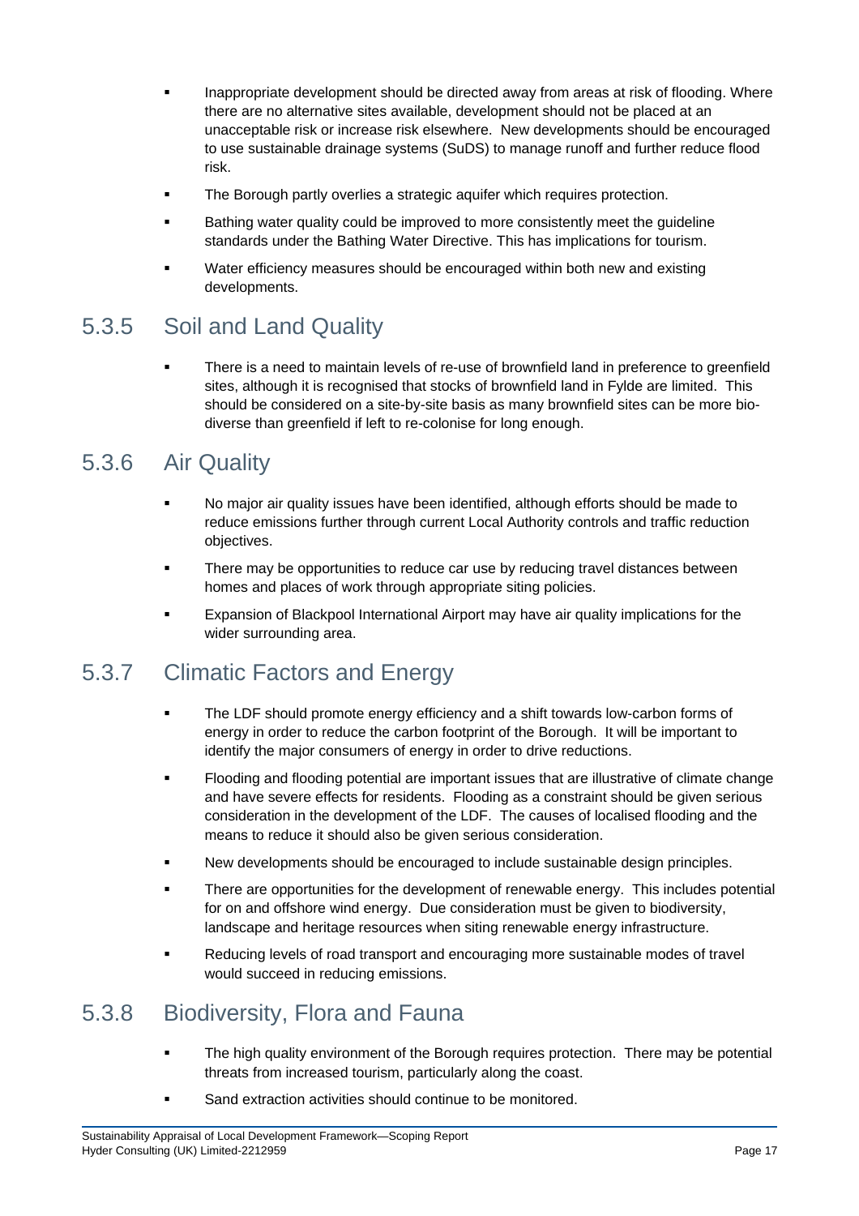- Inappropriate development should be directed away from areas at risk of flooding. Where there are no alternative sites available, development should not be placed at an unacceptable risk or increase risk elsewhere. New developments should be encouraged to use sustainable drainage systems (SuDS) to manage runoff and further reduce flood risk.
- The Borough partly overlies a strategic aquifer which requires protection.
- Bathing water quality could be improved to more consistently meet the guideline standards under the Bathing Water Directive. This has implications for tourism.
- Water efficiency measures should be encouraged within both new and existing developments.

### 5.3.5 Soil and Land Quality

- There is a need to maintain levels of re-use of brownfield land in preference to greenfield sites, although it is recognised that stocks of brownfield land in Fylde are limited. This should be considered on a site-by-site basis as many brownfield sites can be more bio-diverse than greenfield if left to re-colonise for long enough.

### 5.3.6 Air Quality

- No major air quality issues have been identified, although efforts should be made to reduce emissions further through current Local Authority controls and traffic reduction objectives.
- There may be opportunities to reduce car use by reducing travel distances between homes and places of work through appropriate siting policies.
- Expansion of Blackpool International Airport may have air quality implications for the wider surrounding area.

### 5.3.7 Climatic Factors and Energy

- The LDF should promote energy efficiency and a shift towards low-carbon forms of energy in order to reduce the carbon footprint of the Borough. It will be important to identify the major consumers of energy in order to drive reductions.
- Flooding and flooding potential are important issues that are illustrative of climate change and have severe effects for residents. Flooding as a constraint should be given serious consideration in the development of the LDF. The causes of localised flooding and the means to reduce it should also be given serious consideration.
- New developments should be encouraged to include sustainable design principles.
- There are opportunities for the development of renewable energy. This includes potential for on and offshore wind energy. Due consideration must be given to biodiversity, landscape and heritage resources when siting renewable energy infrastructure.
- Reducing levels of road transport and encouraging more sustainable modes of travel would succeed in reducing emissions.

### 5.3.8 Biodiversity, Flora and Fauna

- The high quality environment of the Borough requires protection. There may be potential threats from increased tourism, particularly along the coast.
- Sand extraction activities should continue to be monitored.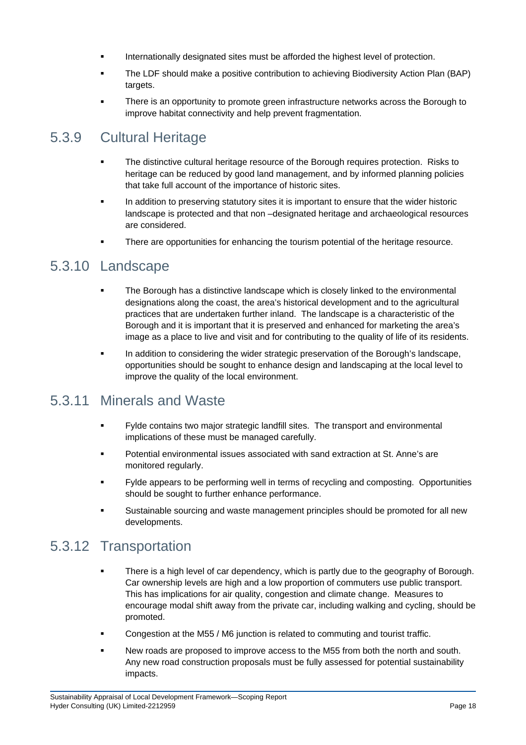- Internationally designated sites must be afforded the highest level of protection.
- The LDF should make a positive contribution to achieving Biodiversity Action Plan (BAP) targets.
- There is an opportunity to promote green infrastructure networks across the Borough to improve habitat connectivity and help prevent fragmentation.

## 5.3.9 Cultural Heritage

- The distinctive cultural heritage resource of the Borough requires protection. Risks to heritage can be reduced by good land management, and by informed planning policies that take full account of the importance of historic sites.
- In addition to preserving statutory sites it is important to ensure that the wider historic landscape is protected and that non –designated heritage and archaeological resources are considered.
- There are opportunities for enhancing the tourism potential of the heritage resource.

## 5.3.10 Landscape

- The Borough has a distinctive landscape which is closely linked to the environmental designations along the coast, the area's historical development and to the agricultural practices that are undertaken further inland. The landscape is a characteristic of the Borough and it is important that it is preserved and enhanced for marketing the area's image as a place to live and visit and for contributing to the quality of life of its residents.
- In addition to considering the wider strategic preservation of the Borough's landscape, opportunities should be sought to enhance design and landscaping at the local level to improve the quality of the local environment.

## 5.3.11 Minerals and Waste

- Fylde contains two major strategic landfill sites. The transport and environmental implications of these must be managed carefully.
- Potential environmental issues associated with sand extraction at St. Anne's are monitored regularly.
- Fylde appears to be performing well in terms of recycling and composting. Opportunities should be sought to further enhance performance.
- Sustainable sourcing and waste management principles should be promoted for all new developments.

## 5.3.12 Transportation

- There is a high level of car dependency, which is partly due to the geography of Borough. Car ownership levels are high and a low proportion of commuters use public transport. This has implications for air quality, congestion and climate change. Measures to encourage modal shift away from the private car, including walking and cycling, should be promoted.
- Congestion at the M55 / M6 junction is related to commuting and tourist traffic.
- New roads are proposed to improve access to the M55 from both the north and south. Any new road construction proposals must be fully assessed for potential sustainability impacts.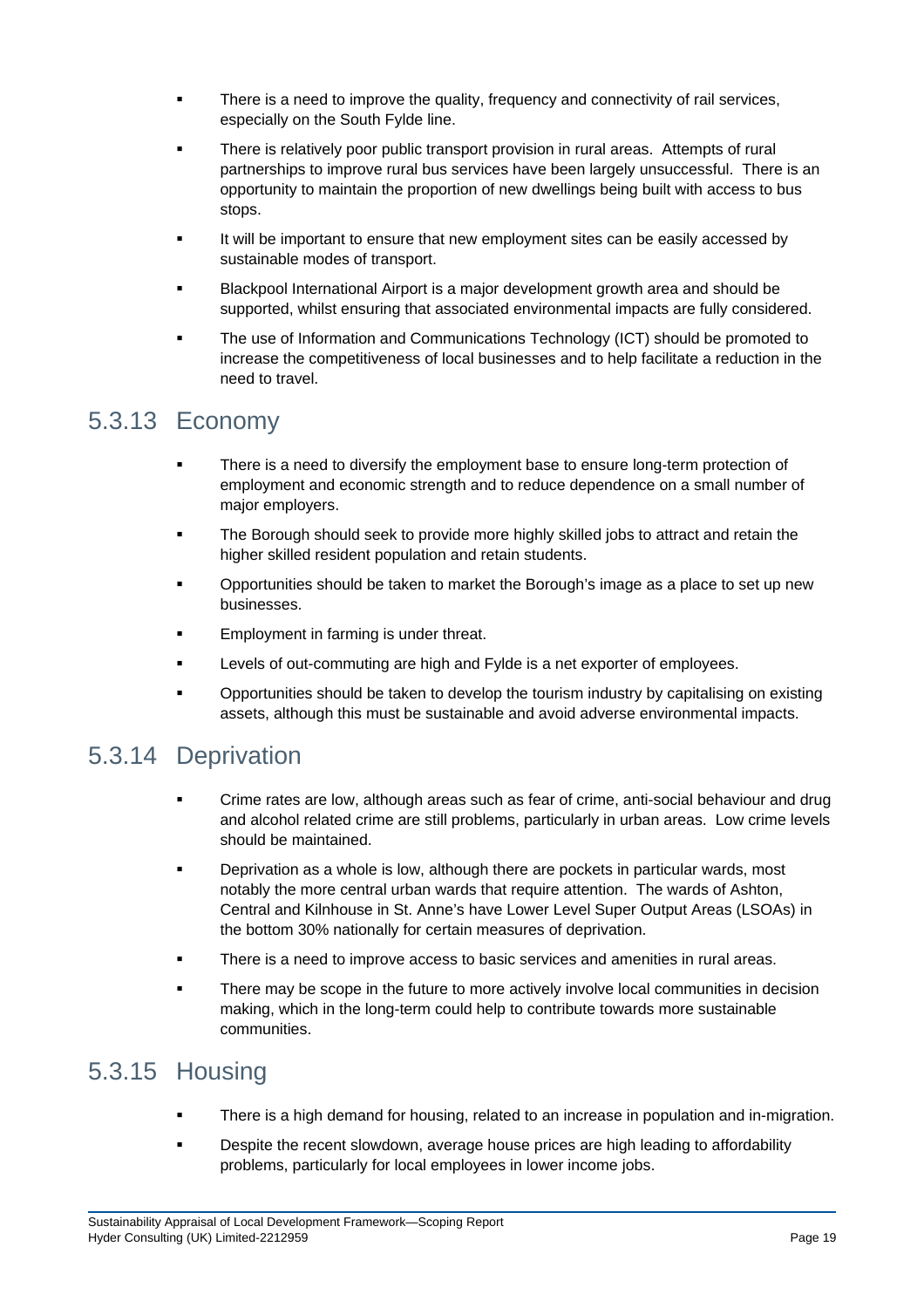- There is a need to improve the quality, frequency and connectivity of rail services, especially on the South Fylde line.
- There is relatively poor public transport provision in rural areas. Attempts of rural partnerships to improve rural bus services have been largely unsuccessful. There is an opportunity to maintain the proportion of new dwellings being built with access to bus stops.
- It will be important to ensure that new employment sites can be easily accessed by sustainable modes of transport.
- Blackpool International Airport is a major development growth area and should be supported, whilst ensuring that associated environmental impacts are fully considered.
- The use of Information and Communications Technology (ICT) should be promoted to increase the competitiveness of local businesses and to help facilitate a reduction in the need to travel.

## 5.3.13 Economy

- There is a need to diversify the employment base to ensure long-term protection of employment and economic strength and to reduce dependence on a small number of major employers.
- The Borough should seek to provide more highly skilled jobs to attract and retain the higher skilled resident population and retain students.
- Opportunities should be taken to market the Borough's image as a place to set up new businesses.
- Employment in farming is under threat.
- Levels of out-commuting are high and Fylde is a net exporter of employees.
- Opportunities should be taken to develop the tourism industry by capitalising on existing assets, although this must be sustainable and avoid adverse environmental impacts.

## 5.3.14 Deprivation

- Crime rates are low, although areas such as fear of crime, anti-social behaviour and drug and alcohol related crime are still problems, particularly in urban areas. Low crime levels should be maintained.
- Deprivation as a whole is low, although there are pockets in particular wards, most notably the more central urban wards that require attention. The wards of Ashton, Central and Kilnhouse in St. Anne's have Lower Level Super Output Areas (LSOAs) in the bottom 30% nationally for certain measures of deprivation.
- There is a need to improve access to basic services and amenities in rural areas.
- There may be scope in the future to more actively involve local communities in decision making, which in the long-term could help to contribute towards more sustainable communities.

## 5.3.15 Housing

- There is a high demand for housing, related to an increase in population and in-migration.
- Despite the recent slowdown, average house prices are high leading to affordability problems, particularly for local employees in lower income jobs.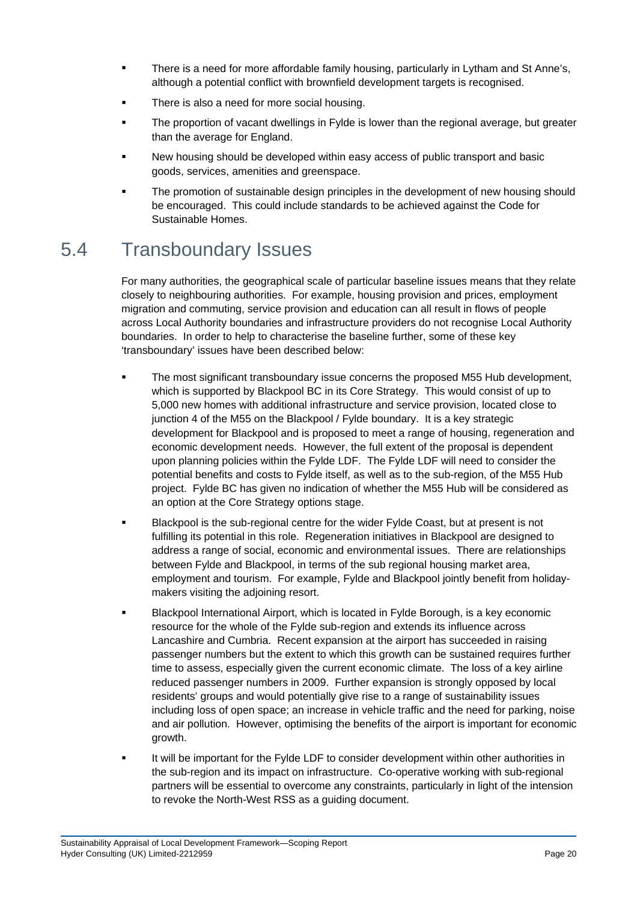- There is a need for more affordable family housing, particularly in Lytham and St Anne's, although a potential conflict with brownfield development targets is recognised.
- There is also a need for more social housing.
- The proportion of vacant dwellings in Fylde is lower than the regional average, but greater than the average for England.
- New housing should be developed within easy access of public transport and basic goods, services, amenities and greenspace.
- The promotion of sustainable design principles in the development of new housing should be encouraged. This could include standards to be achieved against the Code for Sustainable Homes.

## 5.4 Transboundary Issues

For many authorities, the geographical scale of particular baseline issues means that they relate closely to neighbouring authorities. For example, housing provision and prices, employment migration and commuting, service provision and education can all result in flows of people across Local Authority boundaries and infrastructure providers do not recognise Local Authority boundaries. In order to help to characterise the baseline further, some of these key 'transboundary' issues have been described below:

- The most significant transboundary issue concerns the proposed M55 Hub development, which is supported by Blackpool BC in its Core Strategy. This would consist of up to 5,000 new homes with additional infrastructure and service provision, located close to junction 4 of the M55 on the Blackpool / Fylde boundary. It is a key strategic development for Blackpool and is proposed to meet a range of housing, regeneration and economic development needs. However, the full extent of the proposal is dependent upon planning policies within the Fylde LDF. The Fylde LDF will need to consider the potential benefits and costs to Fylde itself, as well as to the sub-region, of the M55 Hub project. Fylde BC has given no indication of whether the M55 Hub will be considered as an option at the Core Strategy options stage.
- Blackpool is the sub-regional centre for the wider Fylde Coast, but at present is not fulfilling its potential in this role. Regeneration initiatives in Blackpool are designed to address a range of social, economic and environmental issues. There are relationships between Fylde and Blackpool, in terms of the sub regional housing market area, employment and tourism. For example, Fylde and Blackpool jointly benefit from holiday-makers visiting the adjoining resort.
- Blackpool International Airport, which is located in Fylde Borough, is a key economic resource for the whole of the Fylde sub-region and extends its influence across Lancashire and Cumbria. Recent expansion at the airport has succeeded in raising passenger numbers but the extent to which this growth can be sustained requires further time to assess, especially given the current economic climate. The loss of a key airline reduced passenger numbers in 2009. Further expansion is strongly opposed by local residents' groups and would potentially give rise to a range of sustainability issues including loss of open space; an increase in vehicle traffic and the need for parking, noise and air pollution. However, optimising the benefits of the airport is important for economic growth.
- It will be important for the Fylde LDF to consider development within other authorities in the sub-region and its impact on infrastructure. Co-operative working with sub-regional partners will be essential to overcome any constraints, particularly in light of the intension to revoke the North-West RSS as a guiding document.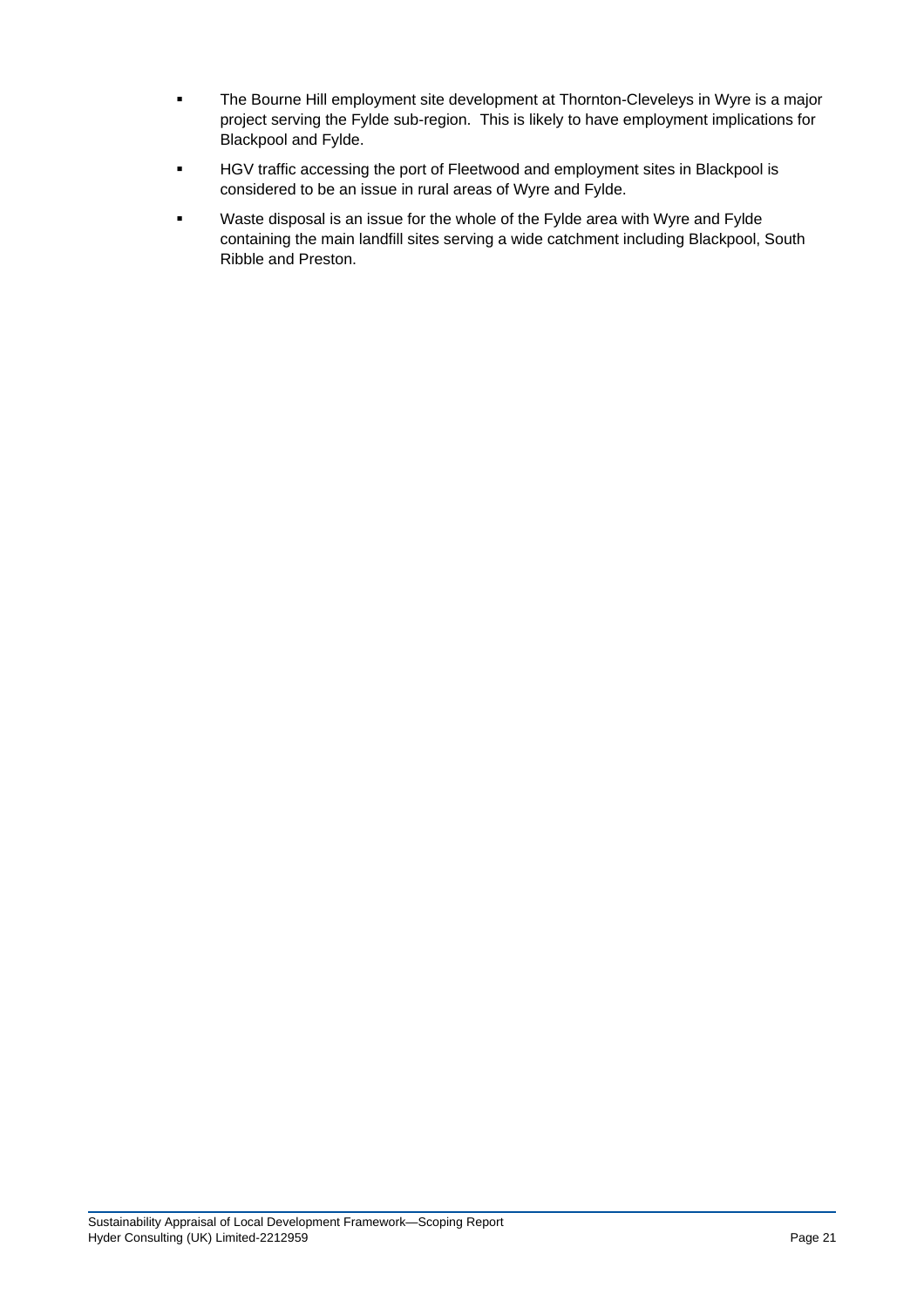- The Bourne Hill employment site development at Thornton-Cleveleys in Wyre is a major project serving the Fylde sub-region. This is likely to have employment implications for Blackpool and Fylde.
- HGV traffic accessing the port of Fleetwood and employment sites in Blackpool is considered to be an issue in rural areas of Wyre and Fylde.
- Waste disposal is an issue for the whole of the Fylde area with Wyre and Fylde containing the main landfill sites serving a wide catchment including Blackpool, South Ribble and Preston.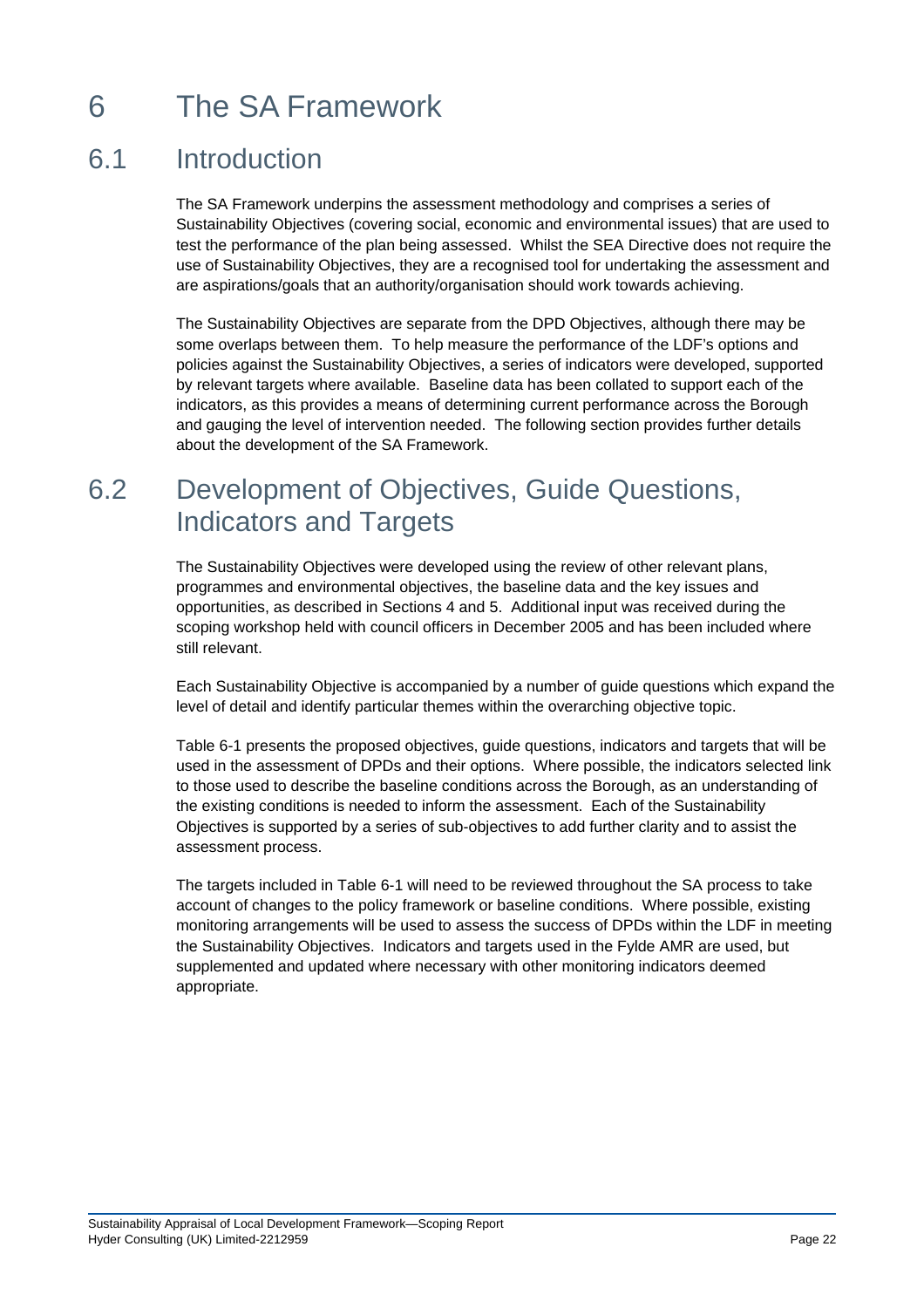# 6 The SA Framework

## 6.1 Introduction

The SA Framework underpins the assessment methodology and comprises a series of Sustainability Objectives (covering social, economic and environmental issues) that are used to test the performance of the plan being assessed. Whilst the SEA Directive does not require the use of Sustainability Objectives, they are a recognised tool for undertaking the assessment and are aspirations/goals that an authority/organisation should work towards achieving.

The Sustainability Objectives are separate from the DPD Objectives, although there may be some overlaps between them. To help measure the performance of the LDF's options and policies against the Sustainability Objectives, a series of indicators were developed, supported by relevant targets where available. Baseline data has been collated to support each of the indicators, as this provides a means of determining current performance across the Borough and gauging the level of intervention needed. The following section provides further details about the development of the SA Framework.

## 6.2 Development of Objectives, Guide Questions, Indicators and Targets

The Sustainability Objectives were developed using the review of other relevant plans, programmes and environmental objectives, the baseline data and the key issues and opportunities, as described in Sections 4 and 5. Additional input was received during the scoping workshop held with council officers in December 2005 and has been included where still relevant.

Each Sustainability Objective is accompanied by a number of guide questions which expand the level of detail and identify particular themes within the overarching objective topic.

Table 6-1 presents the proposed objectives, guide questions, indicators and targets that will be used in the assessment of DPDs and their options. Where possible, the indicators selected link to those used to describe the baseline conditions across the Borough, as an understanding of the existing conditions is needed to inform the assessment. Each of the Sustainability Objectives is supported by a series of sub-objectives to add further clarity and to assist the assessment process.

The targets included in Table 6-1 will need to be reviewed throughout the SA process to take account of changes to the policy framework or baseline conditions. Where possible, existing monitoring arrangements will be used to assess the success of DPDs within the LDF in meeting the Sustainability Objectives. Indicators and targets used in the Fylde AMR are used, but supplemented and updated where necessary with other monitoring indicators deemed appropriate.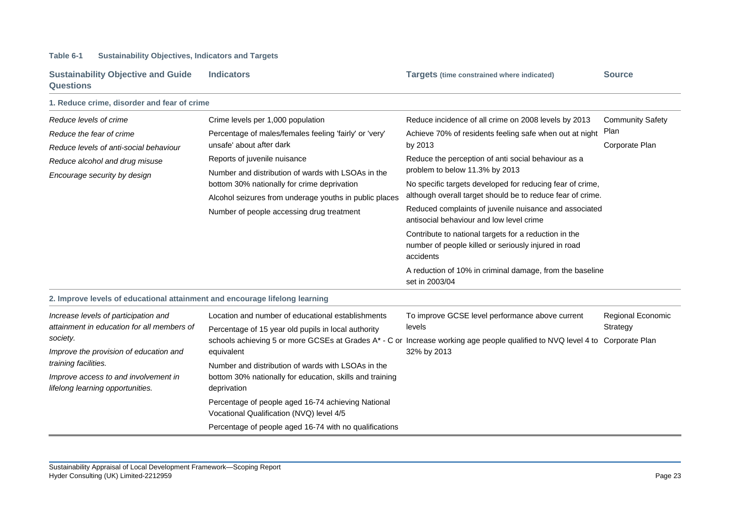**Table 6-1 Sustainability Objectives, Indicators and Targets**

| Sustainability Objective and Guide Questions | Indicators | Targets (time constrained where indicated) | Source |
|---|---|---|---|
| **1. Reduce crime, disorder and fear of crime** | | | |
| *Reduce levels of crime*<br>*Reduce the fear of crime*<br>*Reduce levels of anti-social behaviour*<br>*Reduce alcohol and drug misuse*<br>*Encourage security by design* | Crime levels per 1,000 population<br>Percentage of males/females feeling 'fairly' or 'very' unsafe' about after dark<br>Reports of juvenile nuisance<br>Number and distribution of wards with LSOAs in the bottom 30% nationally for crime deprivation<br>Alcohol seizures from underage youths in public places<br>Number of people accessing drug treatment | Reduce incidence of all crime on 2008 levels by 2013<br>Achieve 70% of residents feeling safe when out at night by 2013<br>Reduce the perception of anti social behaviour as a problem to below 11.3% by 2013<br>No specific targets developed for reducing fear of crime, although overall target should be to reduce fear of crime.<br>Reduced complaints of juvenile nuisance and associated antisocial behaviour and low level crime<br>Contribute to national targets for a reduction in the number of people killed or seriously injured in road accidents<br>A reduction of 10% in criminal damage, from the baseline set in 2003/04 | Community Safety Plan<br>Corporate Plan |
| **2. Improve levels of educational attainment and encourage lifelong learning** | | | |
| *Increase levels of participation and attainment in education for all members of society.*<br>*Improve the provision of education and training facilities.*<br>*Improve access to and involvement in lifelong learning opportunities.* | Location and number of educational establishments<br>Percentage of 15 year old pupils in local authority schools achieving 5 or more GCSEs at Grades A* - C or equivalent<br>Number and distribution of wards with LSOAs in the bottom 30% nationally for education, skills and training deprivation<br>Percentage of people aged 16-74 achieving National Vocational Qualification (NVQ) level 4/5<br>Percentage of people aged 16-74 with no qualifications | To improve GCSE level performance above current levels<br>Increase working age people qualified to NVQ level 4 to 32% by 2013 | Regional Economic Strategy<br>Corporate Plan |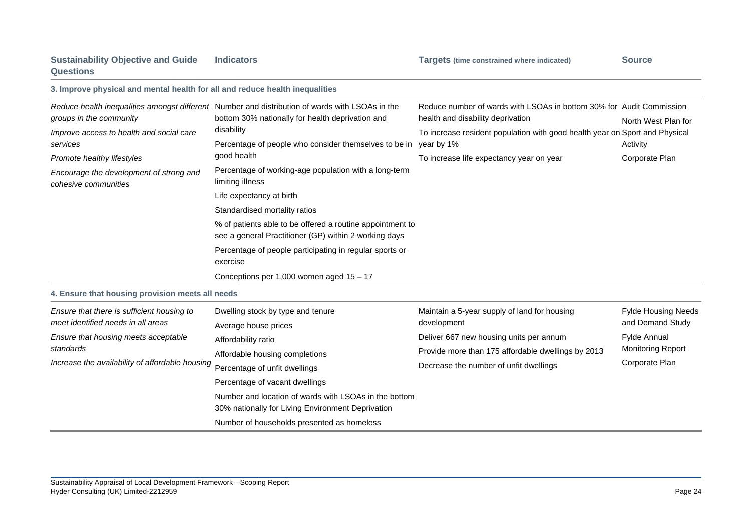| Sustainability Objective and Guide Questions | Indicators | Targets (time constrained where indicated) | Source |
|---|---|---|---|
| **3. Improve physical and mental health for all and reduce health inequalities** | | | |
| *Reduce health inequalities amongst different groups in the community*<br>*Improve access to health and social care services*<br>*Promote healthy lifestyles*<br>*Encourage the development of strong and cohesive communities* | Number and distribution of wards with LSOAs in the bottom 30% nationally for health deprivation and disability<br>Percentage of people who consider themselves to be in good health<br>Percentage of working-age population with a long-term limiting illness<br>Life expectancy at birth<br>Standardised mortality ratios<br>% of patients able to be offered a routine appointment to see a general Practitioner (GP) within 2 working days<br>Percentage of people participating in regular sports or exercise<br>Conceptions per 1,000 women aged 15 – 17 | Reduce number of wards with LSOAs in bottom 30% for health and disability deprivation<br>To increase resident population with good health year on year by 1%<br>To increase life expectancy year on year | Audit Commission<br>North West Plan for Sport and Physical Activity<br>Corporate Plan |
| **4. Ensure that housing provision meets all needs** | | | |
| *Ensure that there is sufficient housing to meet identified needs in all areas*<br>*Ensure that housing meets acceptable standards*<br>*Increase the availability of affordable housing* | Dwelling stock by type and tenure<br>Average house prices<br>Affordability ratio<br>Affordable housing completions<br>Percentage of unfit dwellings<br>Percentage of vacant dwellings<br>Number and location of wards with LSOAs in the bottom 30% nationally for Living Environment Deprivation<br>Number of households presented as homeless | Maintain a 5-year supply of land for housing development<br>Deliver 667 new housing units per annum<br>Provide more than 175 affordable dwellings by 2013<br>Decrease the number of unfit dwellings | Fylde Housing Needs and Demand Study<br>Fylde Annual Monitoring Report<br>Corporate Plan |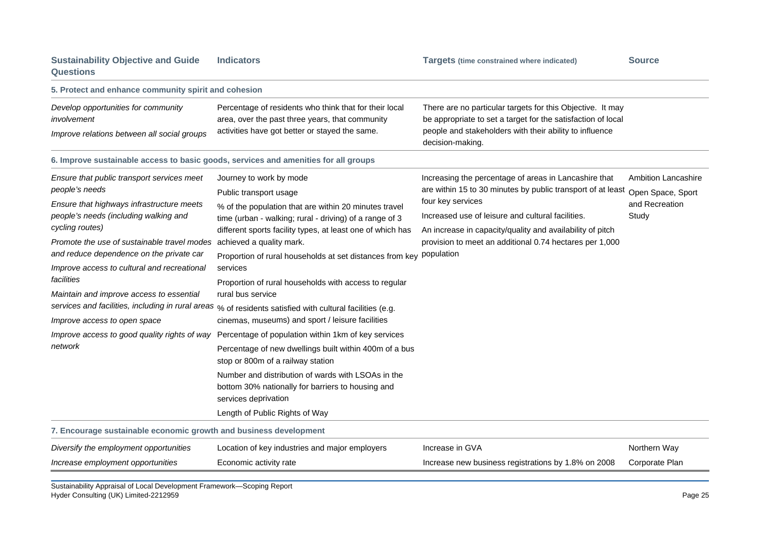| Sustainability Objective and Guide Questions | Indicators | Targets (time constrained where indicated) | Source |
|---|---|---|---|
| **5. Protect and enhance community spirit and cohesion** | | | |
| *Develop opportunities for community involvement*<br>*Improve relations between all social groups* | Percentage of residents who think that for their local area, over the past three years, that community activities have got better or stayed the same. | There are no particular targets for this Objective. It may be appropriate to set a target for the satisfaction of local people and stakeholders with their ability to influence decision-making. | |
| **6. Improve sustainable access to basic goods, services and amenities for all groups** | | | |
| *Ensure that public transport services meet people's needs*<br>*Ensure that highways infrastructure meets people's needs (including walking and cycling routes)*<br>*Promote the use of sustainable travel modes and reduce dependence on the private car*<br>*Improve access to cultural and recreational facilities*<br>*Maintain and improve access to essential services and facilities, including in rural areas*<br>*Improve access to open space*<br>*Improve access to good quality rights of way network* | Journey to work by mode<br>Public transport usage<br>% of the population that are within 20 minutes travel time (urban - walking; rural - driving) of a range of 3 different sports facility types, at least one of which has achieved a quality mark.<br>Proportion of rural households at set distances from key services<br>Proportion of rural households with access to regular rural bus service<br>% of residents satisfied with cultural facilities (e.g. cinemas, museums) and sport / leisure facilities<br>Percentage of population within 1km of key services<br>Percentage of new dwellings built within 400m of a bus stop or 800m of a railway station<br>Number and distribution of wards with LSOAs in the bottom 30% nationally for barriers to housing and services deprivation<br>Length of Public Rights of Way | Increasing the percentage of areas in Lancashire that are within 15 to 30 minutes by public transport of at least four key services<br>Increased use of leisure and cultural facilities.<br>An increase in capacity/quality and availability of pitch provision to meet an additional 0.74 hectares per 1,000 population | Ambition Lancashire<br>Open Space, Sport and Recreation Study |
| **7. Encourage sustainable economic growth and business development** | | | |
| *Diversify the employment opportunities* | Location of key industries and major employers | Increase in GVA | Northern Way |
| *Increase employment opportunities* | Economic activity rate | Increase new business registrations by 1.8% on 2008 | Corporate Plan |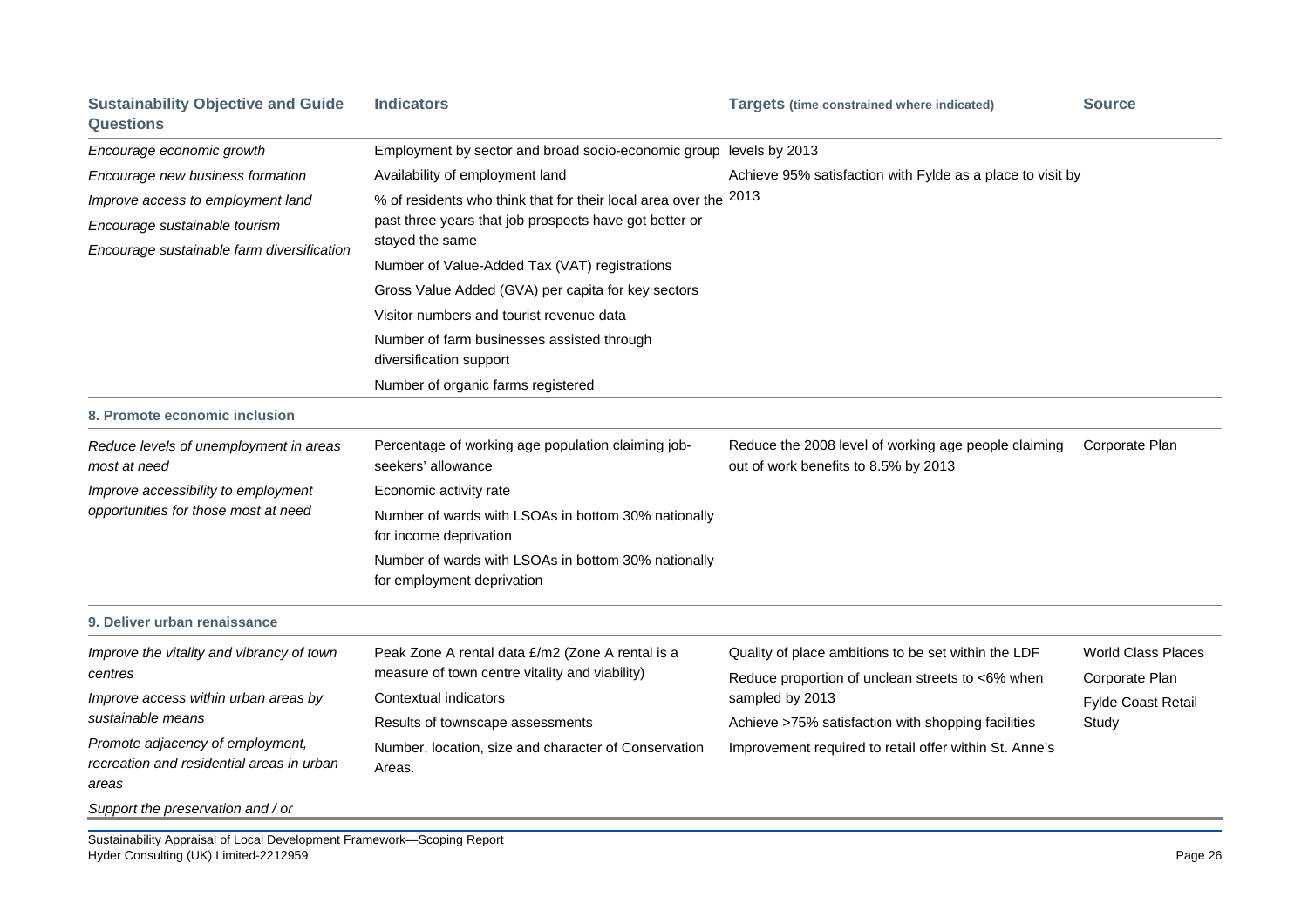| Sustainability Objective and Guide Questions | Indicators | Targets (time constrained where indicated) | Source |
|---|---|---|---|
| *Encourage economic growth*<br>*Encourage new business formation*<br>*Improve access to employment land*<br>*Encourage sustainable tourism*<br>*Encourage sustainable farm diversification* | Employment by sector and broad socio-economic group<br>Availability of employment land<br>% of residents who think that for their local area over the past three years that job prospects have got better or stayed the same<br>Number of Value-Added Tax (VAT) registrations<br>Gross Value Added (GVA) per capita for key sectors<br>Visitor numbers and tourist revenue data<br>Number of farm businesses assisted through diversification support<br>Number of organic farms registered | levels by 2013<br>Achieve 95% satisfaction with Fylde as a place to visit by 2013 | |
| **8. Promote economic inclusion** | | | |
| *Reduce levels of unemployment in areas most at need*<br>*Improve accessibility to employment opportunities for those most at need* | Percentage of working age population claiming job-seekers' allowance<br>Economic activity rate<br>Number of wards with LSOAs in bottom 30% nationally for income deprivation<br>Number of wards with LSOAs in bottom 30% nationally for employment deprivation | Reduce the 2008 level of working age people claiming out of work benefits to 8.5% by 2013 | Corporate Plan |
| **9. Deliver urban renaissance** | | | |
| *Improve the vitality and vibrancy of town centres*<br>*Improve access within urban areas by sustainable means*<br>*Promote adjacency of employment, recreation and residential areas in urban areas*<br>*Support the preservation and / or* | Peak Zone A rental data £/m2 (Zone A rental is a measure of town centre vitality and viability)<br>Contextual indicators<br>Results of townscape assessments<br>Number, location, size and character of Conservation Areas. | Quality of place ambitions to be set within the LDF<br>Reduce proportion of unclean streets to <6% when sampled by 2013<br>Achieve >75% satisfaction with shopping facilities<br>Improvement required to retail offer within St. Anne's | World Class Places<br>Corporate Plan<br>Fylde Coast Retail Study |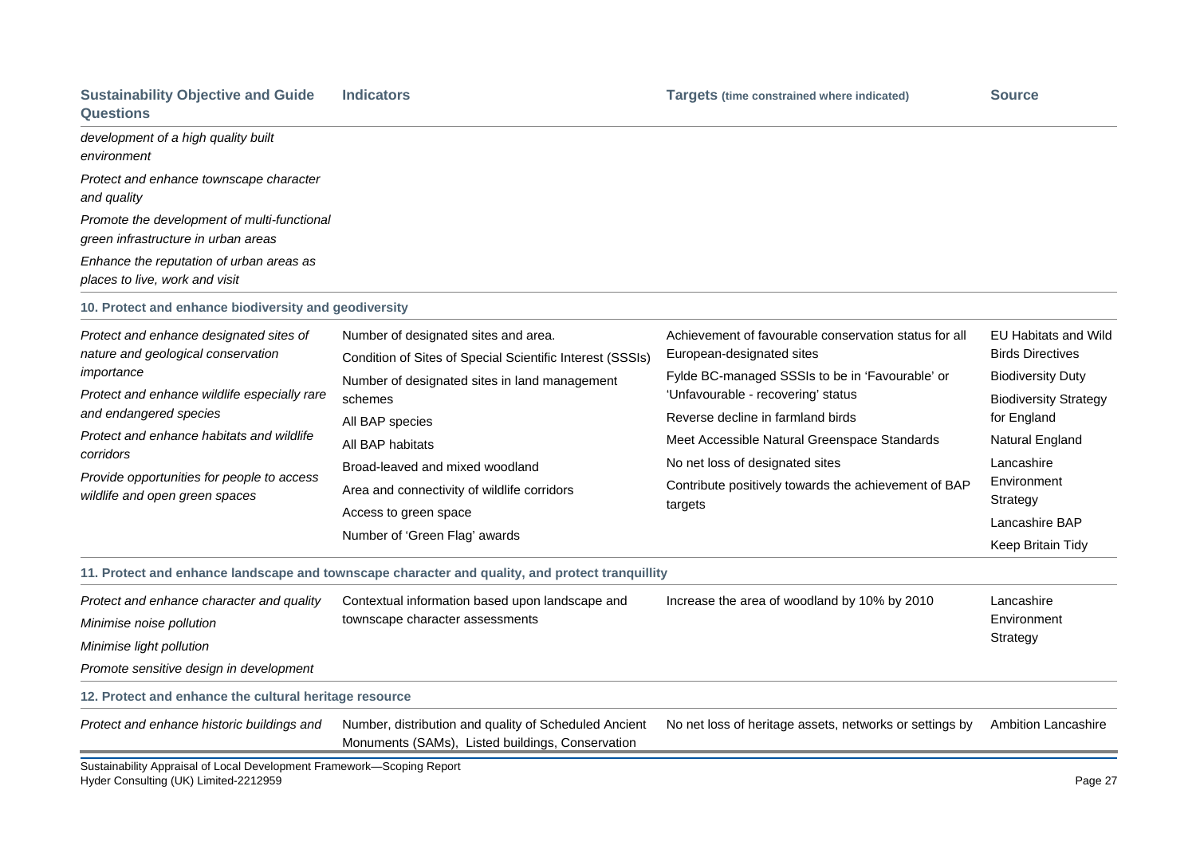| Sustainability Objective and Guide Questions | Indicators | Targets (time constrained where indicated) | Source |
|---|---|---|---|
| *development of a high quality built environment*<br>*Protect and enhance townscape character and quality*<br>*Promote the development of multi-functional green infrastructure in urban areas*<br>*Enhance the reputation of urban areas as places to live, work and visit* | | | |
| **10. Protect and enhance biodiversity and geodiversity** | | | |
| *Protect and enhance designated sites of nature and geological conservation importance*<br>*Protect and enhance wildlife especially rare and endangered species*<br>*Protect and enhance habitats and wildlife corridors*<br>*Provide opportunities for people to access wildlife and open green spaces* | Number of designated sites and area.<br>Condition of Sites of Special Scientific Interest (SSSIs)<br>Number of designated sites in land management schemes<br>All BAP species<br>All BAP habitats<br>Broad-leaved and mixed woodland<br>Area and connectivity of wildlife corridors<br>Access to green space<br>Number of 'Green Flag' awards | Achievement of favourable conservation status for all European-designated sites<br>Fylde BC-managed SSSIs to be in 'Favourable' or 'Unfavourable - recovering' status<br>Reverse decline in farmland birds<br>Meet Accessible Natural Greenspace Standards<br>No net loss of designated sites<br>Contribute positively towards the achievement of BAP targets | EU Habitats and Wild Birds Directives<br>Biodiversity Duty<br>Biodiversity Strategy for England<br>Natural England<br>Lancashire Environment Strategy<br>Lancashire BAP<br>Keep Britain Tidy |
| **11. Protect and enhance landscape and townscape character and quality, and protect tranquillity** | | | |
| *Protect and enhance character and quality*<br>*Minimise noise pollution*<br>*Minimise light pollution*<br>*Promote sensitive design in development* | Contextual information based upon landscape and townscape character assessments | Increase the area of woodland by 10% by 2010 | Lancashire Environment Strategy |
| **12. Protect and enhance the cultural heritage resource** | | | |
| *Protect and enhance historic buildings and* | Number, distribution and quality of Scheduled Ancient Monuments (SAMs), Listed buildings, Conservation | No net loss of heritage assets, networks or settings by | Ambition Lancashire |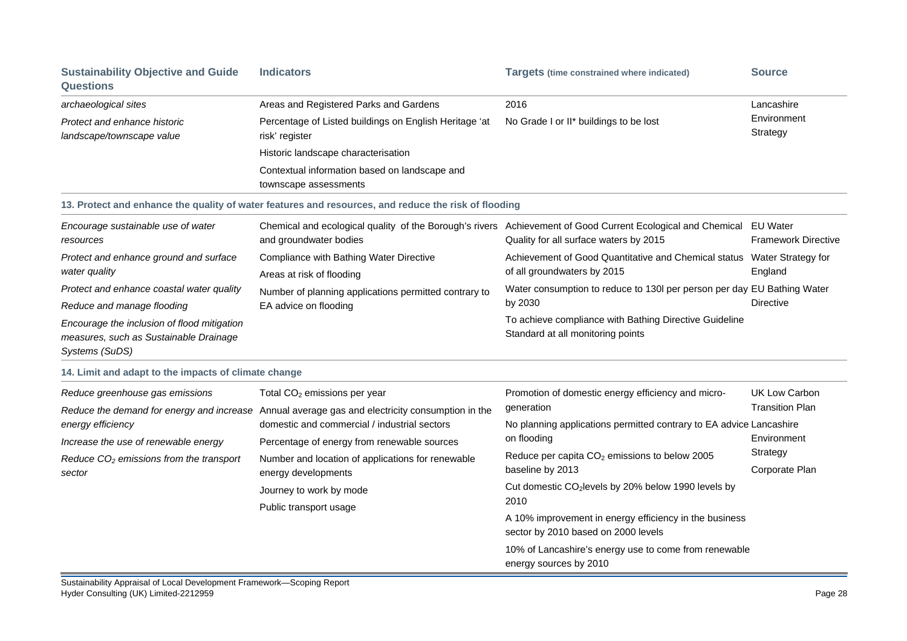| Sustainability Objective and Guide Questions | Indicators | Targets (time constrained where indicated) | Source |
|---|---|---|---|
| *archaeological sites*<br>*Protect and enhance historic landscape/townscape value* | Areas and Registered Parks and Gardens<br>Percentage of Listed buildings on English Heritage 'at risk' register<br>Historic landscape characterisation<br>Contextual information based on landscape and townscape assessments | 2016<br>No Grade I or II* buildings to be lost | Lancashire Environment Strategy |
| **13. Protect and enhance the quality of water features and resources, and reduce the risk of flooding** | | | |
| *Encourage sustainable use of water resources*<br>*Protect and enhance ground and surface water quality*<br>*Protect and enhance coastal water quality*<br>*Reduce and manage flooding*<br>*Encourage the inclusion of flood mitigation measures, such as Sustainable Drainage Systems (SuDS)* | Chemical and ecological quality of the Borough's rivers and groundwater bodies<br>Compliance with Bathing Water Directive<br>Areas at risk of flooding<br>Number of planning applications permitted contrary to EA advice on flooding | Achievement of Good Current Ecological and Chemical Quality for all surface waters by 2015<br>Achievement of Good Quantitative and Chemical status of all groundwaters by 2015<br>Water consumption to reduce to 130l per person per day by 2030<br>To achieve compliance with Bathing Directive Guideline Standard at all monitoring points | EU Water Framework Directive<br>Water Strategy for England<br>EU Bathing Water Directive |
| **14. Limit and adapt to the impacts of climate change** | | | |
| *Reduce greenhouse gas emissions*<br>*Reduce the demand for energy and increase energy efficiency*<br>*Increase the use of renewable energy*<br>*Reduce $CO_2$ emissions from the transport sector* | Total $CO_2$ emissions per year<br>Annual average gas and electricity consumption in the domestic and commercial / industrial sectors<br>Percentage of energy from renewable sources<br>Number and location of applications for renewable energy developments<br>Journey to work by mode<br>Public transport usage | Promotion of domestic energy efficiency and micro-generation<br>No planning applications permitted contrary to EA advice on flooding<br>Reduce per capita $CO_2$ emissions to below 2005 baseline by 2013<br>Cut domestic $CO_2$ levels by 20% below 1990 levels by 2010<br>A 10% improvement in energy efficiency in the business sector by 2010 based on 2000 levels<br>10% of Lancashire's energy use to come from renewable energy sources by 2010 | UK Low Carbon Transition Plan<br>Lancashire Environment Strategy<br>Corporate Plan |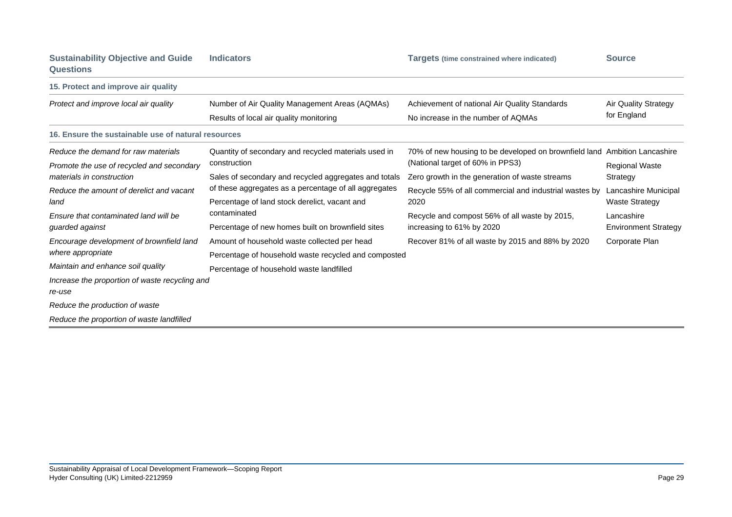| Sustainability Objective and Guide Questions | Indicators | Targets (time constrained where indicated) | Source |
|---|---|---|---|
| **15. Protect and improve air quality** | | | |
| *Protect and improve local air quality* | Number of Air Quality Management Areas (AQMAs)<br>Results of local air quality monitoring | Achievement of national Air Quality Standards<br>No increase in the number of AQMAs | Air Quality Strategy for England |
| **16. Ensure the sustainable use of natural resources** | | | |
| *Reduce the demand for raw materials*<br>*Promote the use of recycled and secondary materials in construction*<br>*Reduce the amount of derelict and vacant land*<br>*Ensure that contaminated land will be guarded against*<br>*Encourage development of brownfield land where appropriate*<br>*Maintain and enhance soil quality*<br>*Increase the proportion of waste recycling and re-use*<br>*Reduce the production of waste*<br>*Reduce the proportion of waste landfilled* | Quantity of secondary and recycled materials used in construction<br>Sales of secondary and recycled aggregates and totals of these aggregates as a percentage of all aggregates<br>Percentage of land stock derelict, vacant and contaminated<br>Percentage of new homes built on brownfield sites<br>Amount of household waste collected per head<br>Percentage of household waste recycled and composted<br>Percentage of household waste landfilled | 70% of new housing to be developed on brownfield land (National target of 60% in PPS3)<br>Zero growth in the generation of waste streams<br>Recycle 55% of all commercial and industrial wastes by 2020<br>Recycle and compost 56% of all waste by 2015, increasing to 61% by 2020<br>Recover 81% of all waste by 2015 and 88% by 2020 | Ambition Lancashire<br>Regional Waste Strategy<br>Lancashire Municipal Waste Strategy<br>Lancashire Environment Strategy<br>Corporate Plan |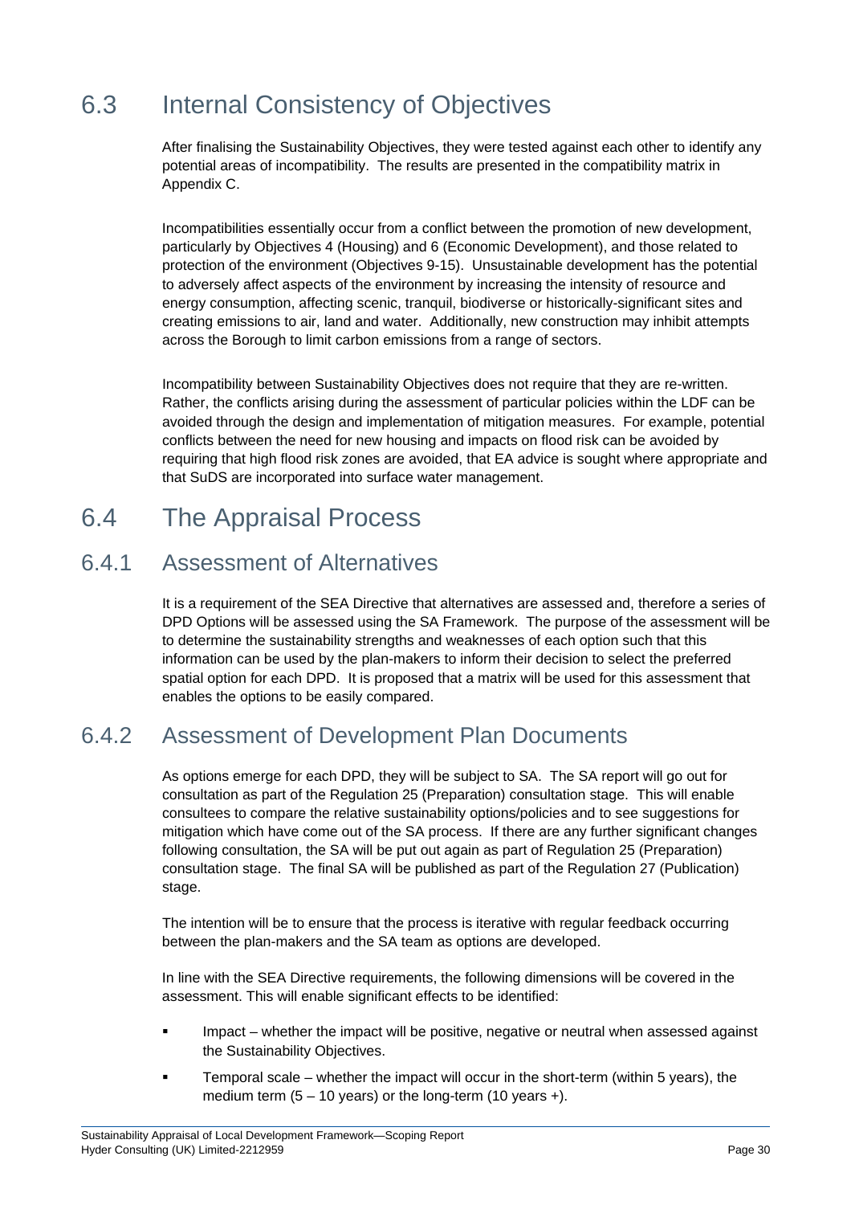## 6.3 Internal Consistency of Objectives

After finalising the Sustainability Objectives, they were tested against each other to identify any potential areas of incompatibility. The results are presented in the compatibility matrix in Appendix C.

Incompatibilities essentially occur from a conflict between the promotion of new development, particularly by Objectives 4 (Housing) and 6 (Economic Development), and those related to protection of the environment (Objectives 9-15). Unsustainable development has the potential to adversely affect aspects of the environment by increasing the intensity of resource and energy consumption, affecting scenic, tranquil, biodiverse or historically-significant sites and creating emissions to air, land and water. Additionally, new construction may inhibit attempts across the Borough to limit carbon emissions from a range of sectors.

Incompatibility between Sustainability Objectives does not require that they are re-written. Rather, the conflicts arising during the assessment of particular policies within the LDF can be avoided through the design and implementation of mitigation measures. For example, potential conflicts between the need for new housing and impacts on flood risk can be avoided by requiring that high flood risk zones are avoided, that EA advice is sought where appropriate and that SuDS are incorporated into surface water management.

## 6.4 The Appraisal Process

### 6.4.1 Assessment of Alternatives

It is a requirement of the SEA Directive that alternatives are assessed and, therefore a series of DPD Options will be assessed using the SA Framework. The purpose of the assessment will be to determine the sustainability strengths and weaknesses of each option such that this information can be used by the plan-makers to inform their decision to select the preferred spatial option for each DPD. It is proposed that a matrix will be used for this assessment that enables the options to be easily compared.

### 6.4.2 Assessment of Development Plan Documents

As options emerge for each DPD, they will be subject to SA. The SA report will go out for consultation as part of the Regulation 25 (Preparation) consultation stage. This will enable consultees to compare the relative sustainability options/policies and to see suggestions for mitigation which have come out of the SA process. If there are any further significant changes following consultation, the SA will be put out again as part of Regulation 25 (Preparation) consultation stage. The final SA will be published as part of the Regulation 27 (Publication) stage.

The intention will be to ensure that the process is iterative with regular feedback occurring between the plan-makers and the SA team as options are developed.

In line with the SEA Directive requirements, the following dimensions will be covered in the assessment. This will enable significant effects to be identified:

- Impact – whether the impact will be positive, negative or neutral when assessed against the Sustainability Objectives.
- Temporal scale – whether the impact will occur in the short-term (within 5 years), the medium term (5 – 10 years) or the long-term (10 years +).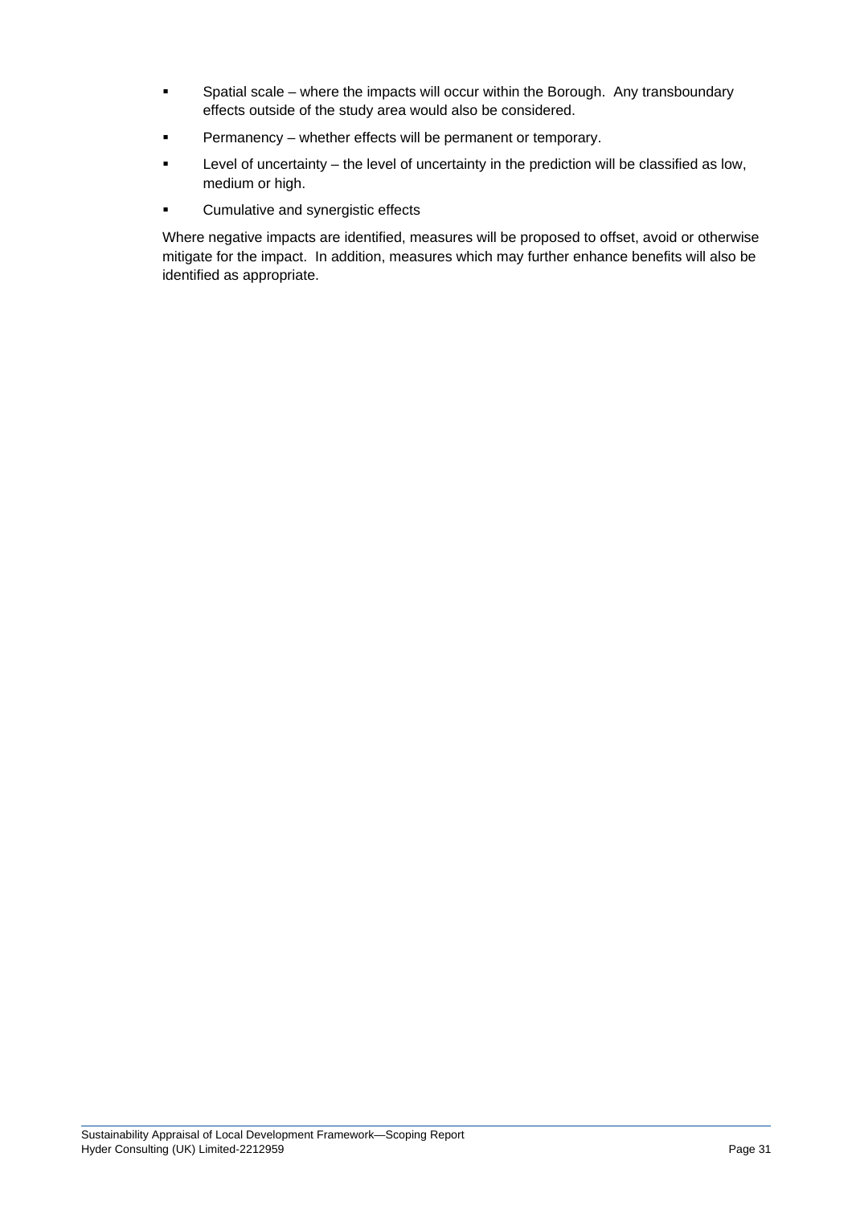- Spatial scale – where the impacts will occur within the Borough. Any transboundary effects outside of the study area would also be considered.
- Permanency – whether effects will be permanent or temporary.
- Level of uncertainty – the level of uncertainty in the prediction will be classified as low, medium or high.
- Cumulative and synergistic effects

Where negative impacts are identified, measures will be proposed to offset, avoid or otherwise mitigate for the impact. In addition, measures which may further enhance benefits will also be identified as appropriate.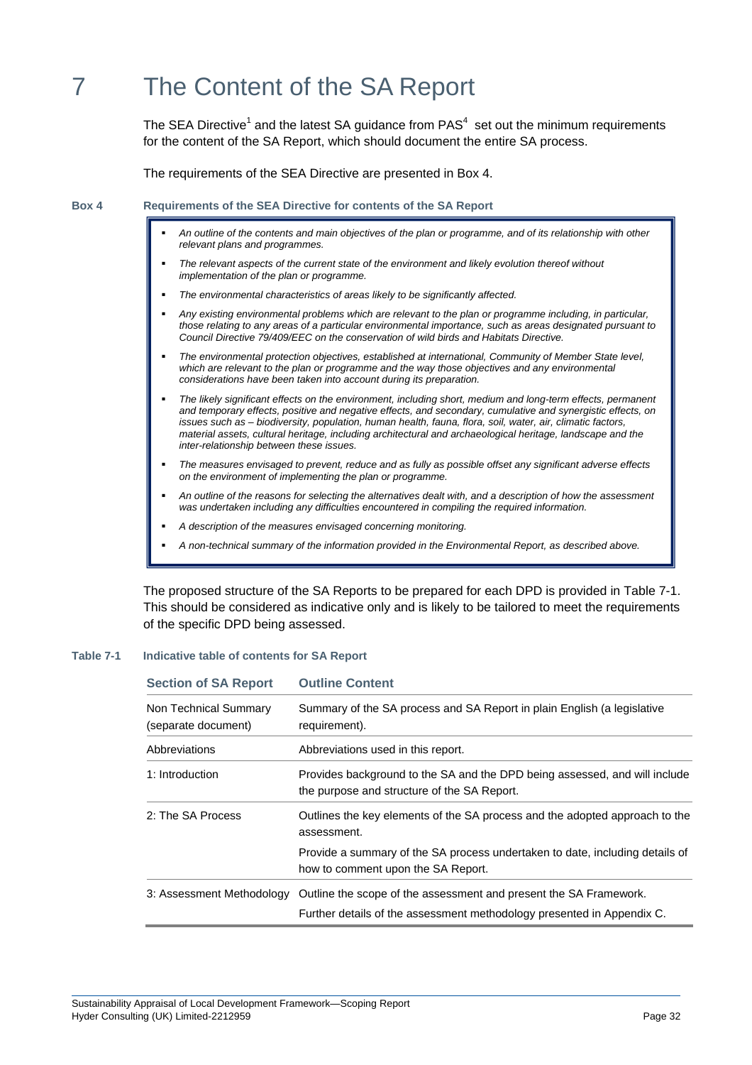# 7 The Content of the SA Report

The SEA Directive[1] and the latest SA guidance from PAS[4] set out the minimum requirements for the content of the SA Report, which should document the entire SA process.

The requirements of the SEA Directive are presented in Box 4.

**Box 4 Requirements of the SEA Directive for contents of the SA Report**

- *An outline of the contents and main objectives of the plan or programme, and of its relationship with other relevant plans and programmes.*
- *The relevant aspects of the current state of the environment and likely evolution thereof without implementation of the plan or programme.*
- *The environmental characteristics of areas likely to be significantly affected.*
- *Any existing environmental problems which are relevant to the plan or programme including, in particular, those relating to any areas of a particular environmental importance, such as areas designated pursuant to Council Directive 79/409/EEC on the conservation of wild birds and Habitats Directive.*
- *The environmental protection objectives, established at international, Community of Member State level, which are relevant to the plan or programme and the way those objectives and any environmental considerations have been taken into account during its preparation.*
- *The likely significant effects on the environment, including short, medium and long-term effects, permanent and temporary effects, positive and negative effects, and secondary, cumulative and synergistic effects, on issues such as – biodiversity, population, human health, fauna, flora, soil, water, air, climatic factors, material assets, cultural heritage, including architectural and archaeological heritage, landscape and the inter-relationship between these issues.*
- *The measures envisaged to prevent, reduce and as fully as possible offset any significant adverse effects on the environment of implementing the plan or programme.*
- *An outline of the reasons for selecting the alternatives dealt with, and a description of how the assessment was undertaken including any difficulties encountered in compiling the required information.*
- *A description of the measures envisaged concerning monitoring.*
- *A non-technical summary of the information provided in the Environmental Report, as described above.*

The proposed structure of the SA Reports to be prepared for each DPD is provided in Table 7-1. This should be considered as indicative only and is likely to be tailored to meet the requirements of the specific DPD being assessed.

**Table 7-1 Indicative table of contents for SA Report**

| Section of SA Report | Outline Content |
|---|---|
| Non Technical Summary (separate document) | Summary of the SA process and SA Report in plain English (a legislative requirement). |
| Abbreviations | Abbreviations used in this report. |
| 1: Introduction | Provides background to the SA and the DPD being assessed, and will include the purpose and structure of the SA Report. |
| 2: The SA Process | Outlines the key elements of the SA process and the adopted approach to the assessment.<br>Provide a summary of the SA process undertaken to date, including details of how to comment upon the SA Report. |
| 3: Assessment Methodology | Outline the scope of the assessment and present the SA Framework.<br>Further details of the assessment methodology presented in Appendix C. |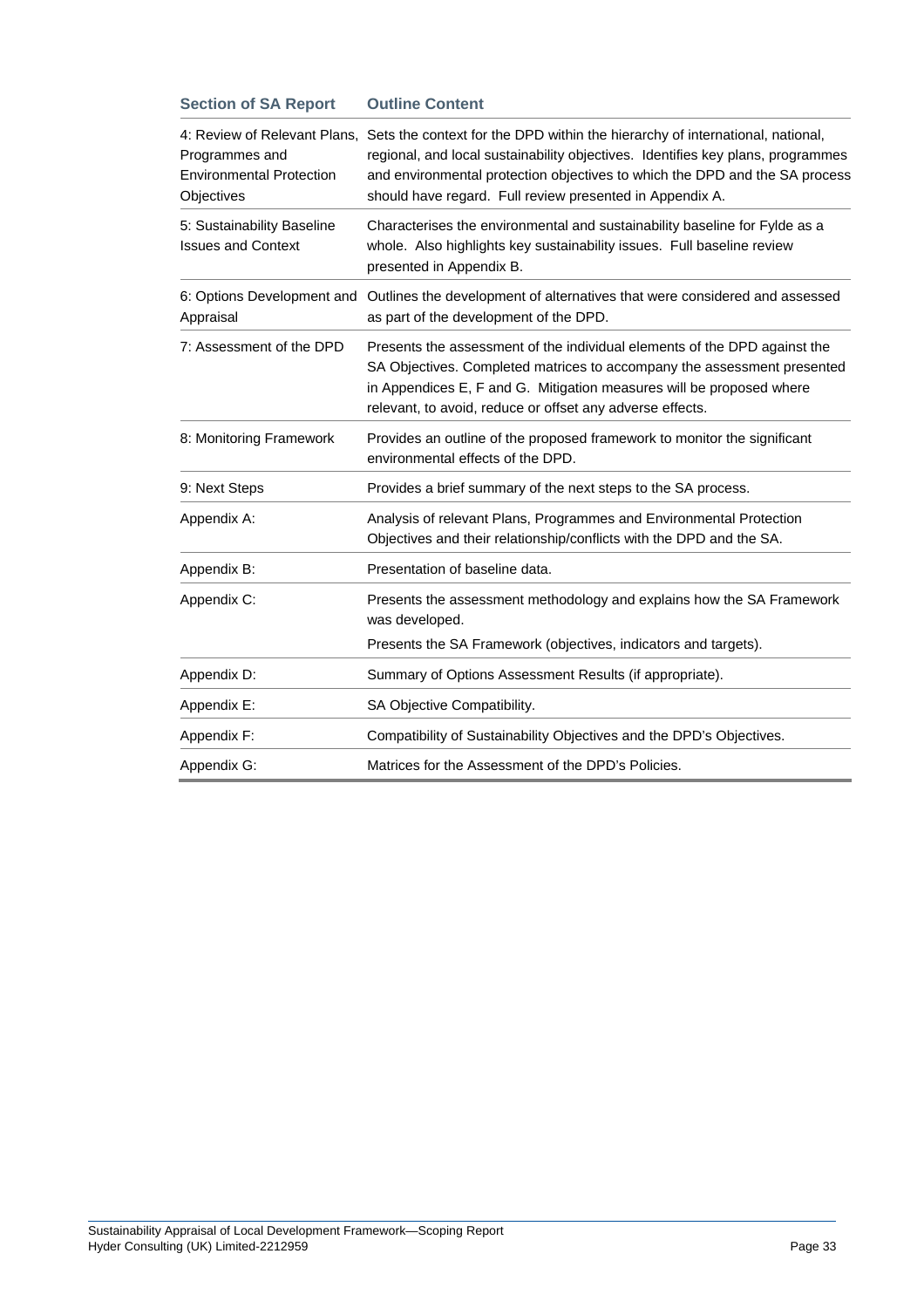| Section of SA Report | Outline Content |
|---|---|
| 4: Review of Relevant Plans, Programmes and Environmental Protection Objectives | Sets the context for the DPD within the hierarchy of international, national, regional, and local sustainability objectives. Identifies key plans, programmes and environmental protection objectives to which the DPD and the SA process should have regard. Full review presented in Appendix A. |
| 5: Sustainability Baseline Issues and Context | Characterises the environmental and sustainability baseline for Fylde as a whole. Also highlights key sustainability issues. Full baseline review presented in Appendix B. |
| 6: Options Development and Appraisal | Outlines the development of alternatives that were considered and assessed as part of the development of the DPD. |
| 7: Assessment of the DPD | Presents the assessment of the individual elements of the DPD against the SA Objectives. Completed matrices to accompany the assessment presented in Appendices E, F and G. Mitigation measures will be proposed where relevant, to avoid, reduce or offset any adverse effects. |
| 8: Monitoring Framework | Provides an outline of the proposed framework to monitor the significant environmental effects of the DPD. |
| 9: Next Steps | Provides a brief summary of the next steps to the SA process. |
| Appendix A: | Analysis of relevant Plans, Programmes and Environmental Protection Objectives and their relationship/conflicts with the DPD and the SA. |
| Appendix B: | Presentation of baseline data. |
| Appendix C: | Presents the assessment methodology and explains how the SA Framework was developed.<br>Presents the SA Framework (objectives, indicators and targets). |
| Appendix D: | Summary of Options Assessment Results (if appropriate). |
| Appendix E: | SA Objective Compatibility. |
| Appendix F: | Compatibility of Sustainability Objectives and the DPD's Objectives. |
| Appendix G: | Matrices for the Assessment of the DPD's Policies. |